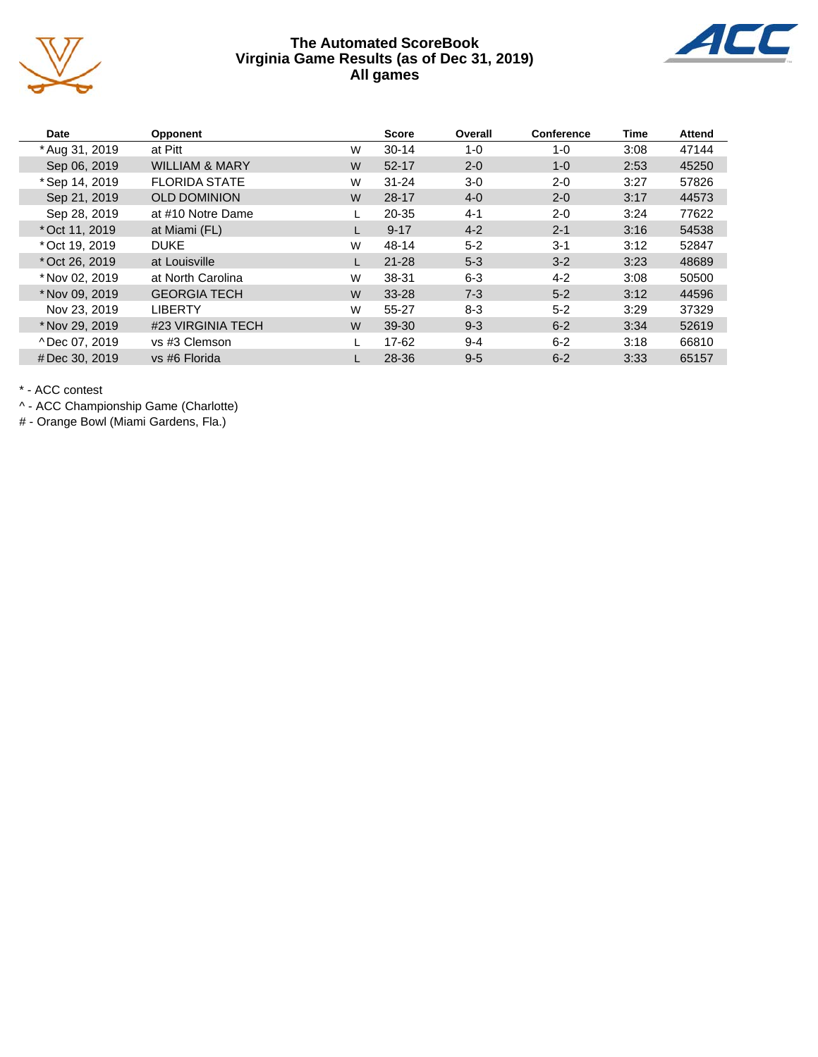# The Automated ScoreBook
## Virginia Game Results (as of Dec 31, 2019)
### All games

| Date | Opponent | | Score | Overall | Conference | Time | Attend |
|---|---|---|---|---|---|---|---|
| *Aug 31, 2019 | at Pitt | W | 30-14 | 1-0 | 1-0 | 3:08 | 47144 |
| Sep 06, 2019 | WILLIAM & MARY | W | 52-17 | 2-0 | 1-0 | 2:53 | 45250 |
| *Sep 14, 2019 | FLORIDA STATE | W | 31-24 | 3-0 | 2-0 | 3:27 | 57826 |
| Sep 21, 2019 | OLD DOMINION | W | 28-17 | 4-0 | 2-0 | 3:17 | 44573 |
| Sep 28, 2019 | at #10 Notre Dame | L | 20-35 | 4-1 | 2-0 | 3:24 | 77622 |
| *Oct 11, 2019 | at Miami (FL) | L | 9-17 | 4-2 | 2-1 | 3:16 | 54538 |
| *Oct 19, 2019 | DUKE | W | 48-14 | 5-2 | 3-1 | 3:12 | 52847 |
| *Oct 26, 2019 | at Louisville | L | 21-28 | 5-3 | 3-2 | 3:23 | 48689 |
| *Nov 02, 2019 | at North Carolina | W | 38-31 | 6-3 | 4-2 | 3:08 | 50500 |
| *Nov 09, 2019 | GEORGIA TECH | W | 33-28 | 7-3 | 5-2 | 3:12 | 44596 |
| Nov 23, 2019 | LIBERTY | W | 55-27 | 8-3 | 5-2 | 3:29 | 37329 |
| *Nov 29, 2019 | #23 VIRGINIA TECH | W | 39-30 | 9-3 | 6-2 | 3:34 | 52619 |
| ^Dec 07, 2019 | vs #3 Clemson | L | 17-62 | 9-4 | 6-2 | 3:18 | 66810 |
| #Dec 30, 2019 | vs #6 Florida | L | 28-36 | 9-5 | 6-2 | 3:33 | 65157 |

\* - ACC contest

^ - ACC Championship Game (Charlotte)

\# - Orange Bowl (Miami Gardens, Fla.)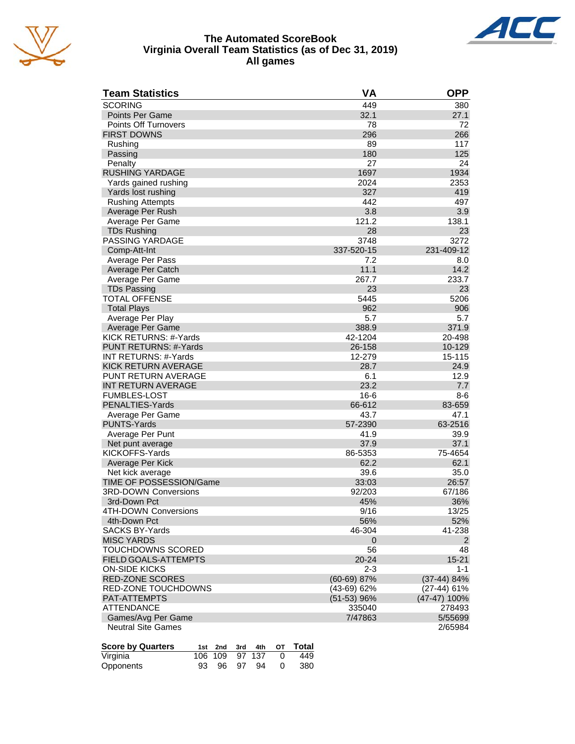# The Automated ScoreBook
## Virginia Overall Team Statistics (as of Dec 31, 2019)
### All games

| Team Statistics | VA | OPP |
|---|---|---|
| SCORING | 449 | 380 |
| Points Per Game | 32.1 | 27.1 |
| Points Off Turnovers | 78 | 72 |
| FIRST DOWNS | 296 | 266 |
| Rushing | 89 | 117 |
| Passing | 180 | 125 |
| Penalty | 27 | 24 |
| RUSHING YARDAGE | 1697 | 1934 |
| Yards gained rushing | 2024 | 2353 |
| Yards lost rushing | 327 | 419 |
| Rushing Attempts | 442 | 497 |
| Average Per Rush | 3.8 | 3.9 |
| Average Per Game | 121.2 | 138.1 |
| TDs Rushing | 28 | 23 |
| PASSING YARDAGE | 3748 | 3272 |
| Comp-Att-Int | 337-520-15 | 231-409-12 |
| Average Per Pass | 7.2 | 8.0 |
| Average Per Catch | 11.1 | 14.2 |
| Average Per Game | 267.7 | 233.7 |
| TDs Passing | 23 | 23 |
| TOTAL OFFENSE | 5445 | 5206 |
| Total Plays | 962 | 906 |
| Average Per Play | 5.7 | 5.7 |
| Average Per Game | 388.9 | 371.9 |
| KICK RETURNS: #-Yards | 42-1204 | 20-498 |
| PUNT RETURNS: #-Yards | 26-158 | 10-129 |
| INT RETURNS: #-Yards | 12-279 | 15-115 |
| KICK RETURN AVERAGE | 28.7 | 24.9 |
| PUNT RETURN AVERAGE | 6.1 | 12.9 |
| INT RETURN AVERAGE | 23.2 | 7.7 |
| FUMBLES-LOST | 16-6 | 8-6 |
| PENALTIES-Yards | 66-612 | 83-659 |
| Average Per Game | 43.7 | 47.1 |
| PUNTS-Yards | 57-2390 | 63-2516 |
| Average Per Punt | 41.9 | 39.9 |
| Net punt average | 37.9 | 37.1 |
| KICKOFFS-Yards | 86-5353 | 75-4654 |
| Average Per Kick | 62.2 | 62.1 |
| Net kick average | 39.6 | 35.0 |
| TIME OF POSSESSION/Game | 33:03 | 26:57 |
| 3RD-DOWN Conversions | 92/203 | 67/186 |
| 3rd-Down Pct | 45% | 36% |
| 4TH-DOWN Conversions | 9/16 | 13/25 |
| 4th-Down Pct | 56% | 52% |
| SACKS BY-Yards | 46-304 | 41-238 |
| MISC YARDS | 0 | 2 |
| TOUCHDOWNS SCORED | 56 | 48 |
| FIELD GOALS-ATTEMPTS | 20-24 | 15-21 |
| ON-SIDE KICKS | 2-3 | 1-1 |
| RED-ZONE SCORES | (60-69) 87% | (37-44) 84% |
| RED-ZONE TOUCHDOWNS | (43-69) 62% | (27-44) 61% |
| PAT-ATTEMPTS | (51-53) 96% | (47-47) 100% |
| ATTENDANCE | 335040 | 278493 |
| Games/Avg Per Game | 7/47863 | 5/55699 |
| Neutral Site Games | | 2/65984 |

| Score by Quarters | 1st | 2nd | 3rd | 4th | OT | Total |
|---|---|---|---|---|---|---|
| Virginia | 106 | 109 | 97 | 137 | 0 | 449 |
| Opponents | 93 | 96 | 97 | 94 | 0 | 380 |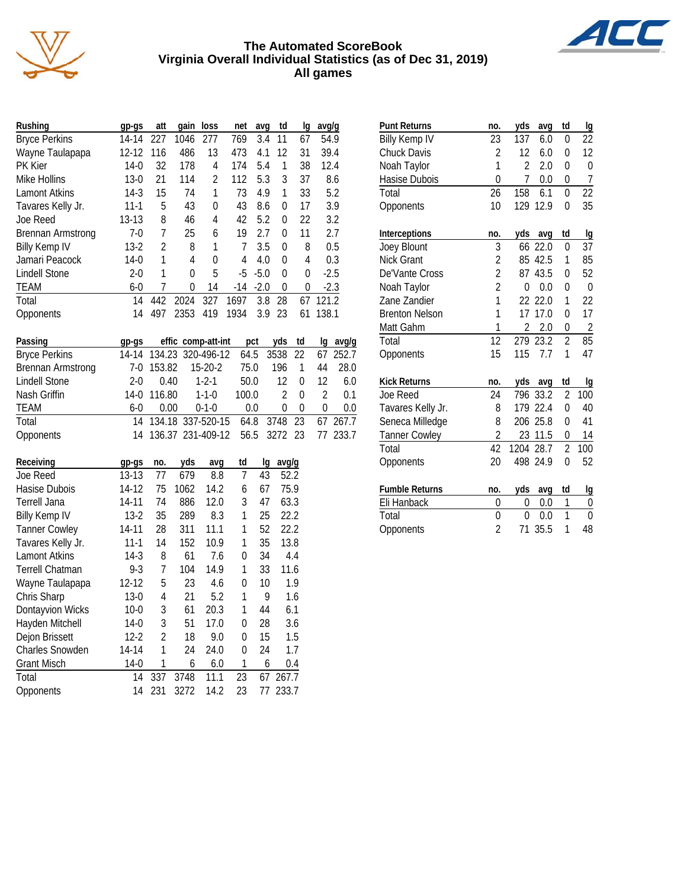# The Automated ScoreBook
## Virginia Overall Individual Statistics (as of Dec 31, 2019)
### All games

| Rushing | gp-gs | att | gain | loss | net | avg | td | lg | avg/g |
|---|---|---|---|---|---|---|---|---|---|
| Bryce Perkins | 14-14 | 227 | 1046 | 277 | 769 | 3.4 | 11 | 67 | 54.9 |
| Wayne Taulapapa | 12-12 | 116 | 486 | 13 | 473 | 4.1 | 12 | 31 | 39.4 |
| PK Kier | 14-0 | 32 | 178 | 4 | 174 | 5.4 | 1 | 38 | 12.4 |
| Mike Hollins | 13-0 | 21 | 114 | 2 | 112 | 5.3 | 3 | 37 | 8.6 |
| Lamont Atkins | 14-3 | 15 | 74 | 1 | 73 | 4.9 | 1 | 33 | 5.2 |
| Tavares Kelly Jr. | 11-1 | 5 | 43 | 0 | 43 | 8.6 | 0 | 17 | 3.9 |
| Joe Reed | 13-13 | 8 | 46 | 4 | 42 | 5.2 | 0 | 22 | 3.2 |
| Brennan Armstrong | 7-0 | 7 | 25 | 6 | 19 | 2.7 | 0 | 11 | 2.7 |
| Billy Kemp IV | 13-2 | 2 | 8 | 1 | 7 | 3.5 | 0 | 8 | 0.5 |
| Jamari Peacock | 14-0 | 1 | 4 | 0 | 4 | 4.0 | 0 | 4 | 0.3 |
| Lindell Stone | 2-0 | 1 | 0 | 5 | -5 | -5.0 | 0 | 0 | -2.5 |
| TEAM | 6-0 | 7 | 0 | 14 | -14 | -2.0 | 0 | 0 | -2.3 |
| Total | 14 | 442 | 2024 | 327 | 1697 | 3.8 | 28 | 67 | 121.2 |
| Opponents | 14 | 497 | 2353 | 419 | 1934 | 3.9 | 23 | 61 | 138.1 |

| Passing | gp-gs | effic | comp-att-int | pct | yds | td | lg | avg/g |
|---|---|---|---|---|---|---|---|---|
| Bryce Perkins | 14-14 | 134.23 | 320-496-12 | 64.5 | 3538 | 22 | 67 | 252.7 |
| Brennan Armstrong | 7-0 | 153.82 | 15-20-2 | 75.0 | 196 | 1 | 44 | 28.0 |
| Lindell Stone | 2-0 | 0.40 | 1-2-1 | 50.0 | 12 | 0 | 12 | 6.0 |
| Nash Griffin | 14-0 | 116.80 | 1-1-0 | 100.0 | 2 | 0 | 2 | 0.1 |
| TEAM | 6-0 | 0.00 | 0-1-0 | 0.0 | 0 | 0 | 0 | 0.0 |
| Total | 14 | 134.18 | 337-520-15 | 64.8 | 3748 | 23 | 67 | 267.7 |
| Opponents | 14 | 136.37 | 231-409-12 | 56.5 | 3272 | 23 | 77 | 233.7 |

| Receiving | gp-gs | no. | yds | avg | td | lg | avg/g |
|---|---|---|---|---|---|---|---|
| Joe Reed | 13-13 | 77 | 679 | 8.8 | 7 | 43 | 52.2 |
| Hasise Dubois | 14-12 | 75 | 1062 | 14.2 | 6 | 67 | 75.9 |
| Terrell Jana | 14-11 | 74 | 886 | 12.0 | 3 | 47 | 63.3 |
| Billy Kemp IV | 13-2 | 35 | 289 | 8.3 | 1 | 25 | 22.2 |
| Tanner Cowley | 14-11 | 28 | 311 | 11.1 | 1 | 52 | 22.2 |
| Tavares Kelly Jr. | 11-1 | 14 | 152 | 10.9 | 1 | 35 | 13.8 |
| Lamont Atkins | 14-3 | 8 | 61 | 7.6 | 0 | 34 | 4.4 |
| Terrell Chatman | 9-3 | 7 | 104 | 14.9 | 1 | 33 | 11.6 |
| Wayne Taulapapa | 12-12 | 5 | 23 | 4.6 | 0 | 10 | 1.9 |
| Chris Sharp | 13-0 | 4 | 21 | 5.2 | 1 | 9 | 1.6 |
| Dontayvion Wicks | 10-0 | 3 | 61 | 20.3 | 1 | 44 | 6.1 |
| Hayden Mitchell | 14-0 | 3 | 51 | 17.0 | 0 | 28 | 3.6 |
| Dejon Brissett | 12-2 | 2 | 18 | 9.0 | 0 | 15 | 1.5 |
| Charles Snowden | 14-14 | 1 | 24 | 24.0 | 0 | 24 | 1.7 |
| Grant Misch | 14-0 | 1 | 6 | 6.0 | 1 | 6 | 0.4 |
| Total | 14 | 337 | 3748 | 11.1 | 23 | 67 | 267.7 |
| Opponents | 14 | 231 | 3272 | 14.2 | 23 | 77 | 233.7 |

| Punt Returns | no. | yds | avg | td | lg |
|---|---|---|---|---|---|
| Billy Kemp IV | 23 | 137 | 6.0 | 0 | 22 |
| Chuck Davis | 2 | 12 | 6.0 | 0 | 12 |
| Noah Taylor | 1 | 2 | 2.0 | 0 | 0 |
| Hasise Dubois | 0 | 7 | 0.0 | 0 | 7 |
| Total | 26 | 158 | 6.1 | 0 | 22 |
| Opponents | 10 | 129 | 12.9 | 0 | 35 |

| Interceptions | no. | yds | avg | td | lg |
|---|---|---|---|---|---|
| Joey Blount | 3 | 66 | 22.0 | 0 | 37 |
| Nick Grant | 2 | 85 | 42.5 | 1 | 85 |
| De'Vante Cross | 2 | 87 | 43.5 | 0 | 52 |
| Noah Taylor | 2 | 0 | 0.0 | 0 | 0 |
| Zane Zandier | 1 | 22 | 22.0 | 1 | 22 |
| Brenton Nelson | 1 | 17 | 17.0 | 0 | 17 |
| Matt Gahm | 1 | 2 | 2.0 | 0 | 2 |
| Total | 12 | 279 | 23.2 | 2 | 85 |
| Opponents | 15 | 115 | 7.7 | 1 | 47 |

| Kick Returns | no. | yds | avg | td | lg |
|---|---|---|---|---|---|
| Joe Reed | 24 | 796 | 33.2 | 2 | 100 |
| Tavares Kelly Jr. | 8 | 179 | 22.4 | 0 | 40 |
| Seneca Milledge | 8 | 206 | 25.8 | 0 | 41 |
| Tanner Cowley | 2 | 23 | 11.5 | 0 | 14 |
| Total | 42 | 1204 | 28.7 | 2 | 100 |
| Opponents | 20 | 498 | 24.9 | 0 | 52 |

| Fumble Returns | no. | yds | avg | td | lg |
|---|---|---|---|---|---|
| Eli Hanback | 0 | 0 | 0.0 | 1 | 0 |
| Total | 0 | 0 | 0.0 | 1 | 0 |
| Opponents | 2 | 71 | 35.5 | 1 | 48 |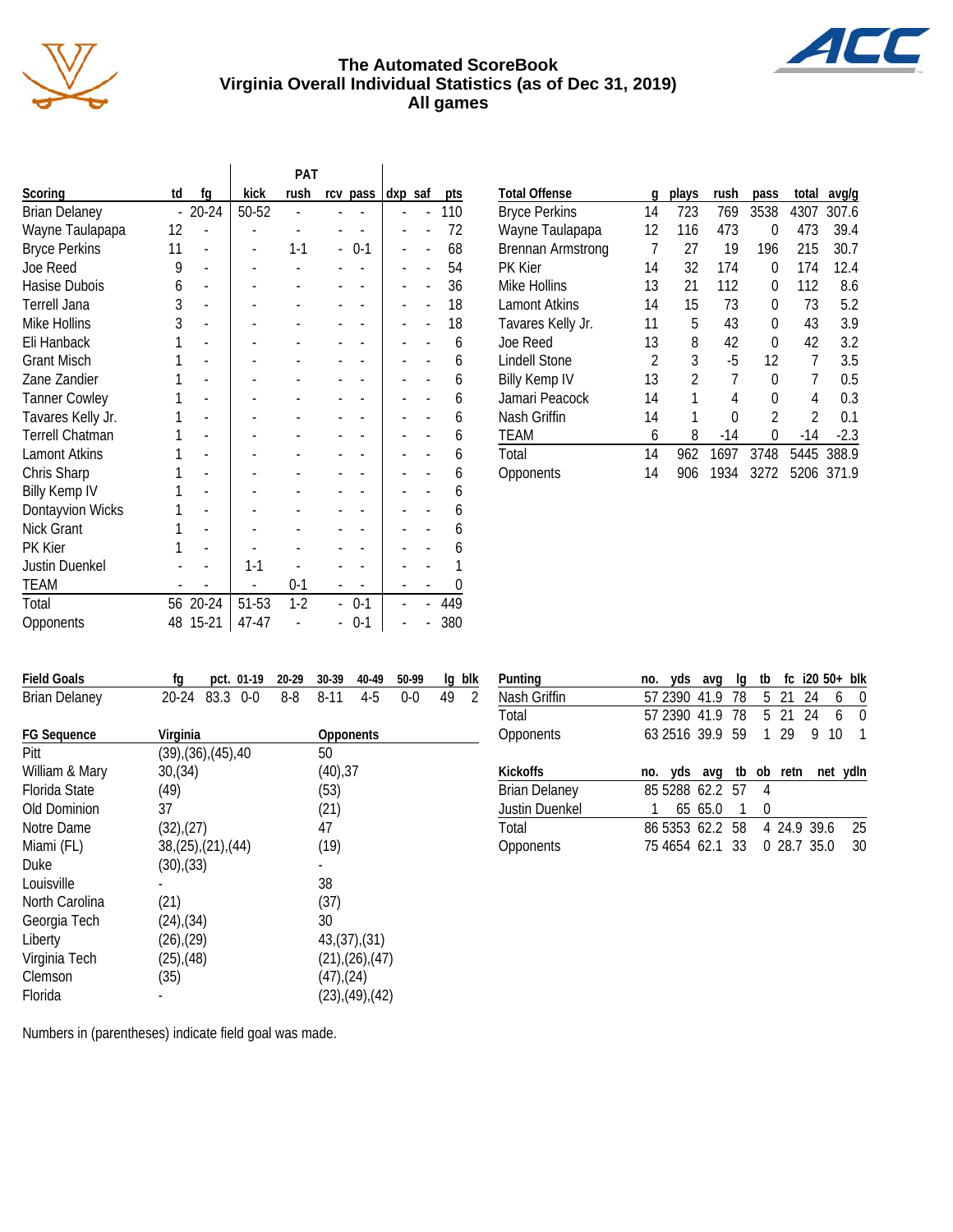# The Automated ScoreBook
## Virginia Overall Individual Statistics (as of Dec 31, 2019)
### All games

| Scoring | td | fg | PAT kick | PAT rush | PAT rcv | PAT pass | dxp | saf | pts |
|---|---|---|---|---|---|---|---|---|---|
| Brian Delaney | - | 20-24 | 50-52 | - | - | - | - | - | 110 |
| Wayne Taulapapa | 12 | - | - | - | - | - | - | - | 72 |
| Bryce Perkins | 11 | - | - | 1-1 | - | 0-1 | - | - | 68 |
| Joe Reed | 9 | - | - | - | - | - | - | - | 54 |
| Hasise Dubois | 6 | - | - | - | - | - | - | - | 36 |
| Terrell Jana | 3 | - | - | - | - | - | - | - | 18 |
| Mike Hollins | 3 | - | - | - | - | - | - | - | 18 |
| Eli Hanback | 1 | - | - | - | - | - | - | - | 6 |
| Grant Misch | 1 | - | - | - | - | - | - | - | 6 |
| Zane Zandier | 1 | - | - | - | - | - | - | - | 6 |
| Tanner Cowley | 1 | - | - | - | - | - | - | - | 6 |
| Tavares Kelly Jr. | 1 | - | - | - | - | - | - | - | 6 |
| Terrell Chatman | 1 | - | - | - | - | - | - | - | 6 |
| Lamont Atkins | 1 | - | - | - | - | - | - | - | 6 |
| Chris Sharp | 1 | - | - | - | - | - | - | - | 6 |
| Billy Kemp IV | 1 | - | - | - | - | - | - | - | 6 |
| Dontayvion Wicks | 1 | - | - | - | - | - | - | - | 6 |
| Nick Grant | 1 | - | - | - | - | - | - | - | 6 |
| PK Kier | 1 | - | - | - | - | - | - | - | 6 |
| Justin Duenkel | - | - | 1-1 | - | - | - | - | - | 1 |
| TEAM | - | - | - | 0-1 | - | - | - | - | 0 |
| Total | 56 | 20-24 | 51-53 | 1-2 | - | 0-1 | - | - | 449 |
| Opponents | 48 | 15-21 | 47-47 | - | - | 0-1 | - | - | 380 |

| Total Offense | g | plays | rush | pass | total | avg/g |
|---|---|---|---|---|---|---|
| Bryce Perkins | 14 | 723 | 769 | 3538 | 4307 | 307.6 |
| Wayne Taulapapa | 12 | 116 | 473 | 0 | 473 | 39.4 |
| Brennan Armstrong | 7 | 27 | 19 | 196 | 215 | 30.7 |
| PK Kier | 14 | 32 | 174 | 0 | 174 | 12.4 |
| Mike Hollins | 13 | 21 | 112 | 0 | 112 | 8.6 |
| Lamont Atkins | 14 | 15 | 73 | 0 | 73 | 5.2 |
| Tavares Kelly Jr. | 11 | 5 | 43 | 0 | 43 | 3.9 |
| Joe Reed | 13 | 8 | 42 | 0 | 42 | 3.2 |
| Lindell Stone | 2 | 3 | -5 | 12 | 7 | 3.5 |
| Billy Kemp IV | 13 | 2 | 7 | 0 | 7 | 0.5 |
| Jamari Peacock | 14 | 1 | 4 | 0 | 4 | 0.3 |
| Nash Griffin | 14 | 1 | 0 | 2 | 2 | 0.1 |
| TEAM | 6 | 8 | -14 | 0 | -14 | -2.3 |
| Total | 14 | 962 | 1697 | 3748 | 5445 | 388.9 |
| Opponents | 14 | 906 | 1934 | 3272 | 5206 | 371.9 |

| Field Goals | fg | pct. | 01-19 | 20-29 | 30-39 | 40-49 | 50-99 | lg | blk |
|---|---|---|---|---|---|---|---|---|---|
| Brian Delaney | 20-24 | 83.3 | 0-0 | 8-8 | 8-11 | 4-5 | 0-0 | 49 | 2 |

| FG Sequence | Virginia | Opponents |
|---|---|---|
| Pitt | (39),(36),(45),40 | 50 |
| William & Mary | 30,(34) | (40),37 |
| Florida State | (49) | (53) |
| Old Dominion | 37 | (21) |
| Notre Dame | (32),(27) | 47 |
| Miami (FL) | 38,(25),(21),(44) | (19) |
| Duke | (30),(33) | - |
| Louisville | - | 38 |
| North Carolina | (21) | (37) |
| Georgia Tech | (24),(34) | 30 |
| Liberty | (26),(29) | 43,(37),(31) |
| Virginia Tech | (25),(48) | (21),(26),(47) |
| Clemson | (35) | (47),(24) |
| Florida | - | (23),(49),(42) |

Numbers in (parentheses) indicate field goal was made.

| Punting | no. | yds | avg | lg | tb | fc | i20 | 50+ | blk |
|---|---|---|---|---|---|---|---|---|---|
| Nash Griffin | 57 | 2390 | 41.9 | 78 | 5 | 21 | 24 | 6 | 0 |
| Total | 57 | 2390 | 41.9 | 78 | 5 | 21 | 24 | 6 | 0 |
| Opponents | 63 | 2516 | 39.9 | 59 | 1 | 29 | 9 | 10 | 1 |

| Kickoffs | no. | yds | avg | tb | ob | retn | net | ydln |
|---|---|---|---|---|---|---|---|---|
| Brian Delaney | 85 | 5288 | 62.2 | 57 | 4 | | | |
| Justin Duenkel | 1 | 65 | 65.0 | 1 | 0 | | | |
| Total | 86 | 5353 | 62.2 | 58 | 4 | 24.9 | 39.6 | 25 |
| Opponents | 75 | 4654 | 62.1 | 33 | 0 | 28.7 | 35.0 | 30 |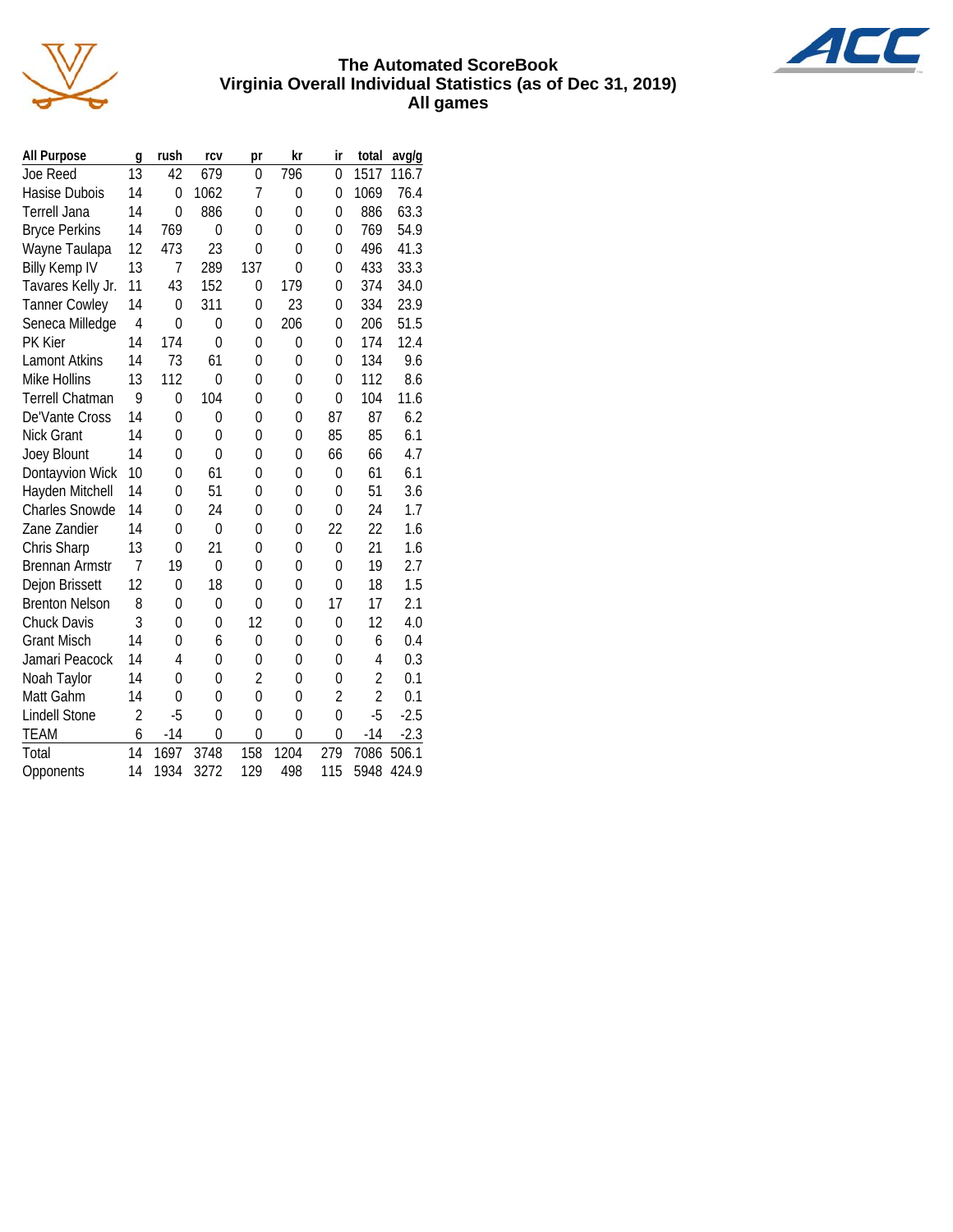# The Automated ScoreBook
## Virginia Overall Individual Statistics (as of Dec 31, 2019)
## All games

| All Purpose | g | rush | rcv | pr | kr | ir | total | avg/g |
|---|---|---|---|---|---|---|---|---|
| Joe Reed | 13 | 42 | 679 | 0 | 796 | 0 | 1517 | 116.7 |
| Hasise Dubois | 14 | 0 | 1062 | 7 | 0 | 0 | 1069 | 76.4 |
| Terrell Jana | 14 | 0 | 886 | 0 | 0 | 0 | 886 | 63.3 |
| Bryce Perkins | 14 | 769 | 0 | 0 | 0 | 0 | 769 | 54.9 |
| Wayne Taulapa | 12 | 473 | 23 | 0 | 0 | 0 | 496 | 41.3 |
| Billy Kemp IV | 13 | 7 | 289 | 137 | 0 | 0 | 433 | 33.3 |
| Tavares Kelly Jr. | 11 | 43 | 152 | 0 | 179 | 0 | 374 | 34.0 |
| Tanner Cowley | 14 | 0 | 311 | 0 | 23 | 0 | 334 | 23.9 |
| Seneca Milledge | 4 | 0 | 0 | 0 | 206 | 0 | 206 | 51.5 |
| PK Kier | 14 | 174 | 0 | 0 | 0 | 0 | 174 | 12.4 |
| Lamont Atkins | 14 | 73 | 61 | 0 | 0 | 0 | 134 | 9.6 |
| Mike Hollins | 13 | 112 | 0 | 0 | 0 | 0 | 112 | 8.6 |
| Terrell Chatman | 9 | 0 | 104 | 0 | 0 | 0 | 104 | 11.6 |
| De'Vante Cross | 14 | 0 | 0 | 0 | 0 | 87 | 87 | 6.2 |
| Nick Grant | 14 | 0 | 0 | 0 | 0 | 85 | 85 | 6.1 |
| Joey Blount | 14 | 0 | 0 | 0 | 0 | 66 | 66 | 4.7 |
| Dontayvion Wick | 10 | 0 | 61 | 0 | 0 | 0 | 61 | 6.1 |
| Hayden Mitchell | 14 | 0 | 51 | 0 | 0 | 0 | 51 | 3.6 |
| Charles Snowde | 14 | 0 | 24 | 0 | 0 | 0 | 24 | 1.7 |
| Zane Zandier | 14 | 0 | 0 | 0 | 0 | 22 | 22 | 1.6 |
| Chris Sharp | 13 | 0 | 21 | 0 | 0 | 0 | 21 | 1.6 |
| Brennan Armstr | 7 | 19 | 0 | 0 | 0 | 0 | 19 | 2.7 |
| Dejon Brissett | 12 | 0 | 18 | 0 | 0 | 0 | 18 | 1.5 |
| Brenton Nelson | 8 | 0 | 0 | 0 | 0 | 17 | 17 | 2.1 |
| Chuck Davis | 3 | 0 | 0 | 12 | 0 | 0 | 12 | 4.0 |
| Grant Misch | 14 | 0 | 6 | 0 | 0 | 0 | 6 | 0.4 |
| Jamari Peacock | 14 | 4 | 0 | 0 | 0 | 0 | 4 | 0.3 |
| Noah Taylor | 14 | 0 | 0 | 2 | 0 | 0 | 2 | 0.1 |
| Matt Gahm | 14 | 0 | 0 | 0 | 0 | 2 | 2 | 0.1 |
| Lindell Stone | 2 | -5 | 0 | 0 | 0 | 0 | -5 | -2.5 |
| TEAM | 6 | -14 | 0 | 0 | 0 | 0 | -14 | -2.3 |
| Total | 14 | 1697 | 3748 | 158 | 1204 | 279 | 7086 | 506.1 |
| Opponents | 14 | 1934 | 3272 | 129 | 498 | 115 | 5948 | 424.9 |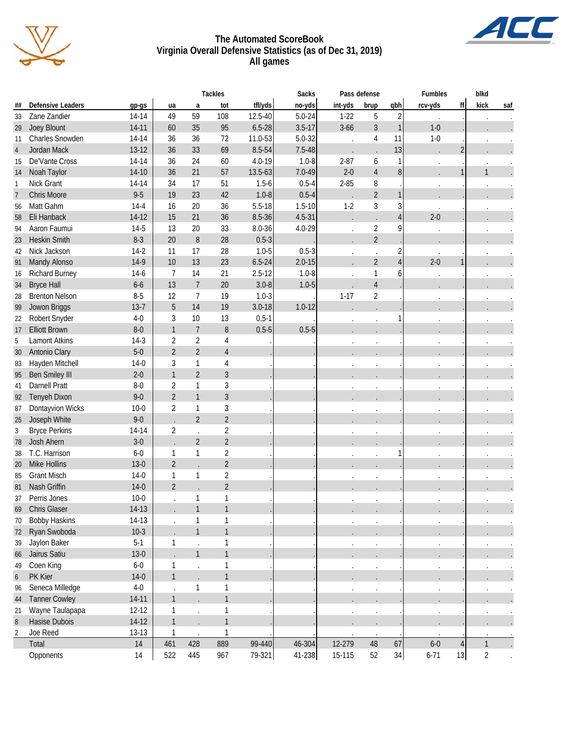# The Automated ScoreBook
## Virginia Overall Defensive Statistics (as of Dec 31, 2019)
### All games

| ## | Defensive Leaders | gp-gs | Tackles ua | a | tot | tfl/yds | Sacks no-yds | Pass defense int-yds | brup | qbh | Fumbles rcv-yds | ff | blkd kick | saf |
|---|---|---|---|---|---|---|---|---|---|---|---|---|---|---|
| 33 | Zane Zandier | 14-14 | 49 | 59 | 108 | 12.5-40 | 5.0-24 | 1-22 | 5 | 2 | . | . | . | . |
| 29 | Joey Blount | 14-11 | 60 | 35 | 95 | 6.5-28 | 3.5-17 | 3-66 | 3 | 1 | 1-0 | . | . | . |
| 11 | Charles Snowden | 14-14 | 36 | 36 | 72 | 11.0-53 | 5.0-32 | . | 4 | 11 | 1-0 | . | . | . |
| 4 | Jordan Mack | 13-12 | 36 | 33 | 69 | 8.5-54 | 7.5-48 | . | . | 13 | . | 2 | . | . |
| 15 | De'Vante Cross | 14-14 | 36 | 24 | 60 | 4.0-19 | 1.0-8 | 2-87 | 6 | 1 | . | . | . | . |
| 14 | Noah Taylor | 14-10 | 36 | 21 | 57 | 13.5-63 | 7.0-49 | 2-0 | 4 | 8 | . | 1 | 1 | . |
| 1 | Nick Grant | 14-14 | 34 | 17 | 51 | 1.5-6 | 0.5-4 | 2-85 | 8 | . | . | . | . | . |
| 7 | Chris Moore | 9-5 | 19 | 23 | 42 | 1.0-8 | 0.5-4 | . | 2 | 1 | . | . | . | . |
| 56 | Matt Gahm | 14-4 | 16 | 20 | 36 | 5.5-18 | 1.5-10 | 1-2 | 3 | 3 | . | . | . | . |
| 58 | Eli Hanback | 14-12 | 15 | 21 | 36 | 8.5-36 | 4.5-31 | . | . | 4 | 2-0 | . | . | . |
| 94 | Aaron Faumui | 14-5 | 13 | 20 | 33 | 8.0-36 | 4.0-29 | . | 2 | 9 | . | . | . | . |
| 23 | Heskin Smith | 8-3 | 20 | 8 | 28 | 0.5-3 | | . | 2 | . | . | . | . | . |
| 42 | Nick Jackson | 14-2 | 11 | 17 | 28 | 1.0-5 | 0.5-3 | . | . | 2 | . | . | . | . |
| 91 | Mandy Alonso | 14-9 | 10 | 13 | 23 | 6.5-24 | 2.0-15 | . | 2 | 4 | 2-0 | 1 | . | . |
| 16 | Richard Burney | 14-6 | 7 | 14 | 21 | 2.5-12 | 1.0-8 | . | 1 | 6 | . | . | . | . |
| 34 | Bryce Hall | 6-6 | 13 | 7 | 20 | 3.0-8 | 1.0-5 | . | 4 | . | . | . | . | . |
| 28 | Brenton Nelson | 8-5 | 12 | 7 | 19 | 1.0-3 | . | 1-17 | 2 | . | . | . | . | . |
| 99 | Jowon Briggs | 13-7 | 5 | 14 | 19 | 3.0-18 | 1.0-12 | . | . | . | . | . | . | . |
| 22 | Robert Snyder | 4-0 | 3 | 10 | 13 | 0.5-1 | . | . | . | 1 | . | . | . | . |
| 17 | Elliott Brown | 8-0 | 1 | 7 | 8 | 0.5-5 | 0.5-5 | . | . | . | . | . | . | . |
| 5 | Lamont Atkins | 14-3 | 2 | 2 | 4 | . | . | . | . | . | . | . | . | . |
| 30 | Antonio Clary | 5-0 | 2 | 2 | 4 | . | . | . | . | . | . | . | . | . |
| 83 | Hayden Mitchell | 14-0 | 3 | 1 | 4 | . | . | . | . | . | . | . | . | . |
| 95 | Ben Smiley III | 2-0 | 1 | 2 | 3 | . | . | . | . | . | . | . | . | . |
| 41 | Darnell Pratt | 8-0 | 2 | 1 | 3 | . | . | . | . | . | . | . | . | . |
| 92 | Tenyeh Dixon | 9-0 | 2 | 1 | 3 | . | . | . | . | . | . | . | . | . |
| 87 | Dontayvion Wicks | 10-0 | 2 | 1 | 3 | . | . | . | . | . | . | . | . | . |
| 25 | Joseph White | 9-0 | . | 2 | 2 | . | . | . | . | . | . | . | . | . |
| 3 | Bryce Perkins | 14-14 | 2 | . | 2 | . | . | . | . | . | . | . | . | . |
| 78 | Josh Ahern | 3-0 | . | 2 | 2 | . | . | . | . | . | . | . | . | . |
| 38 | T.C. Harrison | 6-0 | 1 | 1 | 2 | . | . | . | . | 1 | . | . | . | . |
| 20 | Mike Hollins | 13-0 | 2 | . | 2 | . | . | . | . | . | . | . | . | . |
| 85 | Grant Misch | 14-0 | 1 | 1 | 2 | . | . | . | . | . | . | . | . | . |
| 81 | Nash Griffin | 14-0 | 2 | . | 2 | . | . | . | . | . | . | . | . | . |
| 37 | Perris Jones | 10-0 | . | 1 | 1 | . | . | . | . | . | . | . | . | . |
| 69 | Chris Glaser | 14-13 | . | 1 | 1 | . | . | . | . | . | . | . | . | . |
| 70 | Bobby Haskins | 14-13 | . | 1 | 1 | . | . | . | . | . | . | . | . | . |
| 72 | Ryan Swoboda | 10-3 | . | 1 | 1 | . | . | . | . | . | . | . | . | . |
| 39 | Jaylon Baker | 5-1 | 1 | . | 1 | . | . | . | . | . | . | . | . | . |
| 66 | Jairus Satiu | 13-0 | . | 1 | 1 | . | . | . | . | . | . | . | . | . |
| 49 | Coen King | 6-0 | 1 | . | 1 | . | . | . | . | . | . | . | . | . |
| 6 | PK Kier | 14-0 | 1 | . | 1 | . | . | . | . | . | . | . | . | . |
| 96 | Seneca Milledge | 4-0 | . | 1 | 1 | . | . | . | . | . | . | . | . | . |
| 44 | Tanner Cowley | 14-11 | 1 | . | 1 | . | . | . | . | . | . | . | . | . |
| 21 | Wayne Taulapapa | 12-12 | 1 | . | 1 | . | . | . | . | . | . | . | . | . |
| 8 | Hasise Dubois | 14-12 | 1 | . | 1 | . | . | . | . | . | . | . | . | . |
| 2 | Joe Reed | 13-13 | 1 | . | 1 | . | . | . | . | . | . | . | . | . |
| | Total | 14 | 461 | 428 | 889 | 99-440 | 46-304 | 12-279 | 48 | 67 | 6-0 | 4 | 1 | . |
| | Opponents | 14 | 522 | 445 | 967 | 79-321 | 41-238 | 15-115 | 52 | 34 | 6-71 | 13 | 2 | . |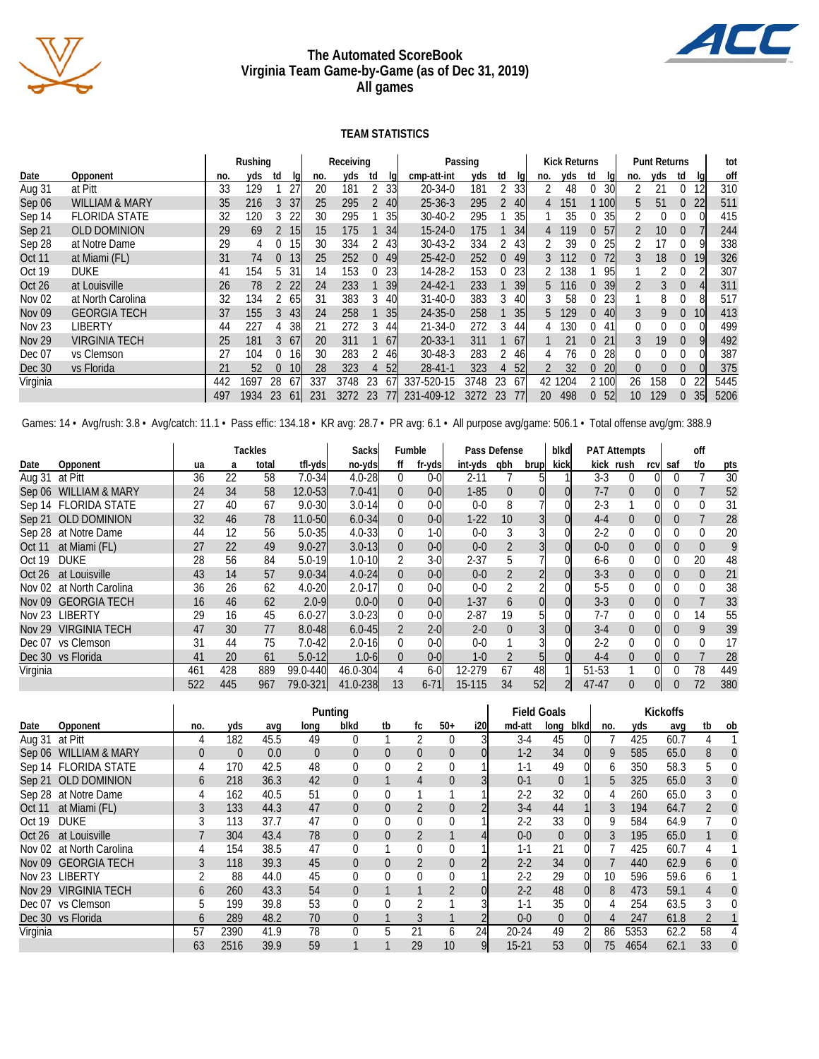# The Automated ScoreBook
## Virginia Team Game-by-Game (as of Dec 31, 2019)
### All games

#### TEAM STATISTICS

| | | Rushing | | | | Receiving | | | | Passing | | | | Kick Returns | | | | Punt Returns | | | | tot |
|---|---|---|---|---|---|---|---|---|---|---|---|---|---|---|---|---|---|---|---|---|---|---|
| Date | Opponent | no. | yds | td | lg | no. | yds | td | lg | cmp-att-int | yds | td | lg | no. | yds | td | lg | no. | yds | td | lg | off |
| Aug 31 | at Pitt | 33 | 129 | 1 | 27 | 20 | 181 | 2 | 33 | 20-34-0 | 181 | 2 | 33 | 2 | 48 | 0 | 30 | 2 | 21 | 0 | 12 | 310 |
| Sep 06 | WILLIAM & MARY | 35 | 216 | 3 | 37 | 25 | 295 | 2 | 40 | 25-36-3 | 295 | 2 | 40 | 4 | 151 | 1 | 100 | 5 | 51 | 0 | 22 | 511 |
| Sep 14 | FLORIDA STATE | 32 | 120 | 3 | 22 | 30 | 295 | 1 | 35 | 30-40-2 | 295 | 1 | 35 | 1 | 35 | 0 | 35 | 2 | 0 | 0 | 0 | 415 |
| Sep 21 | OLD DOMINION | 29 | 69 | 2 | 15 | 15 | 175 | 1 | 34 | 15-24-0 | 175 | 1 | 34 | 4 | 119 | 0 | 57 | 2 | 10 | 0 | 7 | 244 |
| Sep 28 | at Notre Dame | 29 | 4 | 0 | 15 | 30 | 334 | 2 | 43 | 30-43-2 | 334 | 2 | 43 | 2 | 39 | 0 | 25 | 2 | 17 | 0 | 9 | 338 |
| Oct 11 | at Miami (FL) | 31 | 74 | 0 | 13 | 25 | 252 | 0 | 49 | 25-42-0 | 252 | 0 | 49 | 3 | 112 | 0 | 72 | 3 | 18 | 0 | 19 | 326 |
| Oct 19 | DUKE | 41 | 154 | 5 | 31 | 14 | 153 | 0 | 23 | 14-28-2 | 153 | 0 | 23 | 2 | 138 | 1 | 95 | 1 | 2 | 0 | 2 | 307 |
| Oct 26 | at Louisville | 26 | 78 | 2 | 22 | 24 | 233 | 1 | 39 | 24-42-1 | 233 | 1 | 39 | 5 | 116 | 0 | 39 | 2 | 3 | 0 | 4 | 311 |
| Nov 02 | at North Carolina | 32 | 134 | 2 | 65 | 31 | 383 | 3 | 40 | 31-40-0 | 383 | 3 | 40 | 3 | 58 | 0 | 23 | 1 | 8 | 0 | 8 | 517 |
| Nov 09 | GEORGIA TECH | 37 | 155 | 3 | 43 | 24 | 258 | 1 | 35 | 24-35-0 | 258 | 1 | 35 | 5 | 129 | 0 | 40 | 3 | 9 | 0 | 10 | 413 |
| Nov 23 | LIBERTY | 44 | 227 | 4 | 38 | 21 | 272 | 3 | 44 | 21-34-0 | 272 | 3 | 44 | 4 | 130 | 0 | 41 | 0 | 0 | 0 | 0 | 499 |
| Nov 29 | VIRGINIA TECH | 25 | 181 | 3 | 67 | 20 | 311 | 1 | 67 | 20-33-1 | 311 | 1 | 67 | 1 | 21 | 0 | 21 | 3 | 19 | 0 | 9 | 492 |
| Dec 07 | vs Clemson | 27 | 104 | 0 | 16 | 30 | 283 | 2 | 46 | 30-48-3 | 283 | 2 | 46 | 4 | 76 | 0 | 28 | 0 | 0 | 0 | 0 | 387 |
| Dec 30 | vs Florida | 21 | 52 | 0 | 10 | 28 | 323 | 4 | 52 | 28-41-1 | 323 | 4 | 52 | 2 | 32 | 0 | 20 | 0 | 0 | 0 | 0 | 375 |
| Virginia | | 442 | 1697 | 28 | 67 | 337 | 3748 | 23 | 67 | 337-520-15 | 3748 | 23 | 67 | 42 | 1204 | 2 | 100 | 26 | 158 | 0 | 22 | 5445 |
| | | 497 | 1934 | 23 | 61 | 231 | 3272 | 23 | 77 | 231-409-12 | 3272 | 23 | 77 | 20 | 498 | 0 | 52 | 10 | 129 | 0 | 35 | 5206 |

Games: 14 • Avg/rush: 3.8 • Avg/catch: 11.1 • Pass effic: 134.18 • KR avg: 28.7 • PR avg: 6.1 • All purpose avg/game: 506.1 • Total offense avg/gm: 388.9

| | | Tackles | | | | Sacks | Fumble | | Pass Defense | | | blkd | PAT Attempts | | | | off | |
|---|---|---|---|---|---|---|---|---|---|---|---|---|---|---|---|---|---|---|
| Date | Opponent | ua | a | total | tfl-yds | no-yds | ff | fr-yds | int-yds | qbh | brup | kick | kick | rush | rcv | saf | t/o | pts |
| Aug 31 | at Pitt | 36 | 22 | 58 | 7.0-34 | 4.0-28 | 0 | 0-0 | 2-11 | 7 | 5 | 1 | 3-3 | 0 | 0 | 0 | 7 | 30 |
| Sep 06 | WILLIAM & MARY | 24 | 34 | 58 | 12.0-53 | 7.0-41 | 0 | 0-0 | 1-85 | 0 | 0 | 0 | 7-7 | 0 | 0 | 0 | 7 | 52 |
| Sep 14 | FLORIDA STATE | 27 | 40 | 67 | 9.0-30 | 3.0-14 | 0 | 0-0 | 0-0 | 8 | 7 | 0 | 2-3 | 1 | 0 | 0 | 0 | 31 |
| Sep 21 | OLD DOMINION | 32 | 46 | 78 | 11.0-50 | 6.0-34 | 0 | 0-0 | 1-22 | 10 | 3 | 0 | 4-4 | 0 | 0 | 0 | 7 | 28 |
| Sep 28 | at Notre Dame | 44 | 12 | 56 | 5.0-35 | 4.0-33 | 0 | 1-0 | 0-0 | 3 | 3 | 0 | 2-2 | 0 | 0 | 0 | 0 | 20 |
| Oct 11 | at Miami (FL) | 27 | 22 | 49 | 9.0-27 | 3.0-13 | 0 | 0-0 | 0-0 | 2 | 3 | 0 | 0-0 | 0 | 0 | 0 | 0 | 9 |
| Oct 19 | DUKE | 28 | 56 | 84 | 5.0-19 | 1.0-10 | 2 | 3-0 | 2-37 | 5 | 7 | 0 | 6-6 | 0 | 0 | 0 | 20 | 48 |
| Oct 26 | at Louisville | 43 | 14 | 57 | 9.0-34 | 4.0-24 | 0 | 0-0 | 0-0 | 2 | 2 | 0 | 3-3 | 0 | 0 | 0 | 0 | 21 |
| Nov 02 | at North Carolina | 36 | 26 | 62 | 4.0-20 | 2.0-17 | 0 | 0-0 | 0-0 | 2 | 2 | 0 | 5-5 | 0 | 0 | 0 | 0 | 38 |
| Nov 09 | GEORGIA TECH | 16 | 46 | 62 | 2.0-9 | 0.0-0 | 0 | 0-0 | 1-37 | 6 | 0 | 0 | 3-3 | 0 | 0 | 0 | 7 | 33 |
| Nov 23 | LIBERTY | 29 | 16 | 45 | 6.0-27 | 3.0-23 | 0 | 0-0 | 2-87 | 19 | 5 | 0 | 7-7 | 0 | 0 | 0 | 14 | 55 |
| Nov 29 | VIRGINIA TECH | 47 | 30 | 77 | 8.0-48 | 6.0-45 | 2 | 2-0 | 2-0 | 0 | 3 | 0 | 3-4 | 0 | 0 | 0 | 9 | 39 |
| Dec 07 | vs Clemson | 31 | 44 | 75 | 7.0-42 | 2.0-16 | 0 | 0-0 | 0-0 | 1 | 3 | 0 | 2-2 | 0 | 0 | 0 | 0 | 17 |
| Dec 30 | vs Florida | 41 | 20 | 61 | 5.0-12 | 1.0-6 | 0 | 0-0 | 1-0 | 2 | 5 | 0 | 4-4 | 0 | 0 | 0 | 7 | 28 |
| Virginia | | 461 | 428 | 889 | 99.0-440 | 46.0-304 | 4 | 6-0 | 12-279 | 67 | 48 | 1 | 51-53 | 1 | 0 | 0 | 78 | 449 |
| | | 522 | 445 | 967 | 79.0-321 | 41.0-238 | 13 | 6-71 | 15-115 | 34 | 52 | 2 | 47-47 | 0 | 0 | 0 | 72 | 380 |

| | | Punting | | | | | | | | | Field Goals | | | Kickoffs | | | | |
|---|---|---|---|---|---|---|---|---|---|---|---|---|---|---|---|---|---|---|
| Date | Opponent | no. | yds | avg | long | blkd | tb | fc | 50+ | i20 | md-att | long | blkd | no. | yds | avg | tb | ob |
| Aug 31 | at Pitt | 4 | 182 | 45.5 | 49 | 0 | 1 | 2 | 0 | 3 | 3-4 | 45 | 0 | 7 | 425 | 60.7 | 4 | 1 |
| Sep 06 | WILLIAM & MARY | 0 | 0 | 0.0 | 0 | 0 | 0 | 0 | 0 | 0 | 1-2 | 34 | 0 | 9 | 585 | 65.0 | 8 | 0 |
| Sep 14 | FLORIDA STATE | 4 | 170 | 42.5 | 48 | 0 | 0 | 2 | 0 | 1 | 1-1 | 49 | 0 | 6 | 350 | 58.3 | 5 | 0 |
| Sep 21 | OLD DOMINION | 6 | 218 | 36.3 | 42 | 0 | 1 | 4 | 0 | 3 | 0-1 | 0 | 1 | 5 | 325 | 65.0 | 3 | 0 |
| Sep 28 | at Notre Dame | 4 | 162 | 40.5 | 51 | 0 | 0 | 1 | 1 | 1 | 2-2 | 32 | 0 | 4 | 260 | 65.0 | 3 | 0 |
| Oct 11 | at Miami (FL) | 3 | 133 | 44.3 | 47 | 0 | 0 | 2 | 0 | 2 | 3-4 | 44 | 1 | 3 | 194 | 64.7 | 2 | 0 |
| Oct 19 | DUKE | 3 | 113 | 37.7 | 47 | 0 | 0 | 0 | 0 | 1 | 2-2 | 33 | 0 | 9 | 584 | 64.9 | 7 | 0 |
| Oct 26 | at Louisville | 7 | 304 | 43.4 | 78 | 0 | 0 | 2 | 1 | 4 | 0-0 | 0 | 0 | 3 | 195 | 65.0 | 1 | 0 |
| Nov 02 | at North Carolina | 4 | 154 | 38.5 | 47 | 0 | 1 | 0 | 0 | 1 | 1-1 | 21 | 0 | 7 | 425 | 60.7 | 4 | 1 |
| Nov 09 | GEORGIA TECH | 3 | 118 | 39.3 | 45 | 0 | 0 | 2 | 0 | 2 | 2-2 | 34 | 0 | 7 | 440 | 62.9 | 6 | 0 |
| Nov 23 | LIBERTY | 2 | 88 | 44.0 | 45 | 0 | 0 | 0 | 0 | 1 | 2-2 | 29 | 0 | 10 | 596 | 59.6 | 6 | 1 |
| Nov 29 | VIRGINIA TECH | 6 | 260 | 43.3 | 54 | 0 | 1 | 1 | 2 | 0 | 2-2 | 48 | 0 | 8 | 473 | 59.1 | 4 | 0 |
| Dec 07 | vs Clemson | 5 | 199 | 39.8 | 53 | 0 | 0 | 2 | 1 | 3 | 1-1 | 35 | 0 | 4 | 254 | 63.5 | 3 | 0 |
| Dec 30 | vs Florida | 6 | 289 | 48.2 | 70 | 0 | 1 | 3 | 1 | 2 | 0-0 | 0 | 0 | 4 | 247 | 61.8 | 2 | 1 |
| Virginia | | 57 | 2390 | 41.9 | 78 | 0 | 5 | 21 | 6 | 24 | 20-24 | 49 | 2 | 86 | 5353 | 62.2 | 58 | 4 |
| | | 63 | 2516 | 39.9 | 59 | 1 | 1 | 29 | 10 | 9 | 15-21 | 53 | 0 | 75 | 4654 | 62.1 | 33 | 0 |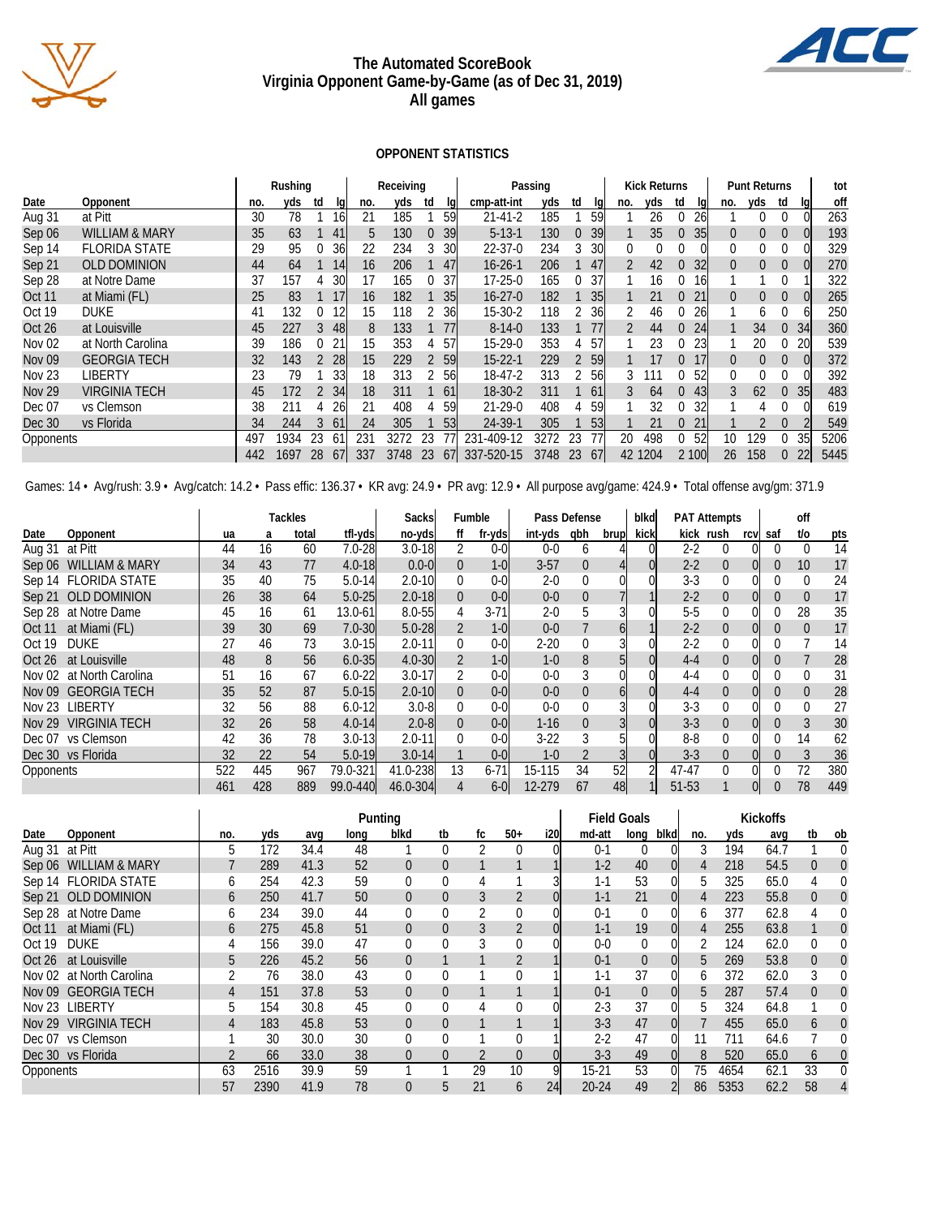# The Automated ScoreBook
## Virginia Opponent Game-by-Game (as of Dec 31, 2019)
## All games

### OPPONENT STATISTICS

| | | Rushing | | | | Receiving | | | | Passing | | | | Kick Returns | | | | Punt Returns | | | | tot |
|---|---|---|---|---|---|---|---|---|---|---|---|---|---|---|---|---|---|---|---|---|---|---|
| Date | Opponent | no. | yds | td | lg | no. | yds | td | lg | cmp-att-int | yds | td | lg | no. | yds | td | lg | no. | yds | td | lg | off |
| Aug 31 | at Pitt | 30 | 78 | 1 | 16 | 21 | 185 | 1 | 59 | 21-41-2 | 185 | 1 | 59 | 1 | 26 | 0 | 26 | 1 | 0 | 0 | 0 | 263 |
| Sep 06 | WILLIAM & MARY | 35 | 63 | 1 | 41 | 5 | 130 | 0 | 39 | 5-13-1 | 130 | 0 | 39 | 1 | 35 | 0 | 35 | 0 | 0 | 0 | 0 | 193 |
| Sep 14 | FLORIDA STATE | 29 | 95 | 0 | 36 | 22 | 234 | 3 | 30 | 22-37-0 | 234 | 3 | 30 | 0 | 0 | 0 | 0 | 0 | 0 | 0 | 0 | 329 |
| Sep 21 | OLD DOMINION | 44 | 64 | 1 | 14 | 16 | 206 | 1 | 47 | 16-26-1 | 206 | 1 | 47 | 2 | 42 | 0 | 32 | 0 | 0 | 0 | 0 | 270 |
| Sep 28 | at Notre Dame | 37 | 157 | 4 | 30 | 17 | 165 | 0 | 37 | 17-25-0 | 165 | 0 | 37 | 1 | 16 | 0 | 16 | 1 | 1 | 0 | 1 | 322 |
| Oct 11 | at Miami (FL) | 25 | 83 | 1 | 17 | 16 | 182 | 1 | 35 | 16-27-0 | 182 | 1 | 35 | 1 | 21 | 0 | 21 | 0 | 0 | 0 | 0 | 265 |
| Oct 19 | DUKE | 41 | 132 | 0 | 12 | 15 | 118 | 2 | 36 | 15-30-2 | 118 | 2 | 36 | 2 | 46 | 0 | 26 | 1 | 6 | 0 | 6 | 250 |
| Oct 26 | at Louisville | 45 | 227 | 3 | 48 | 8 | 133 | 1 | 77 | 8-14-0 | 133 | 1 | 77 | 2 | 44 | 0 | 24 | 1 | 34 | 0 | 34 | 360 |
| Nov 02 | at North Carolina | 39 | 186 | 0 | 21 | 15 | 353 | 4 | 57 | 15-29-0 | 353 | 4 | 57 | 1 | 23 | 0 | 23 | 1 | 20 | 0 | 20 | 539 |
| Nov 09 | GEORGIA TECH | 32 | 143 | 2 | 28 | 15 | 229 | 2 | 59 | 15-22-1 | 229 | 2 | 59 | 1 | 17 | 0 | 17 | 0 | 0 | 0 | 0 | 372 |
| Nov 23 | LIBERTY | 23 | 79 | 1 | 33 | 18 | 313 | 2 | 56 | 18-47-2 | 313 | 2 | 56 | 3 | 111 | 0 | 52 | 0 | 0 | 0 | 0 | 392 |
| Nov 29 | VIRGINIA TECH | 45 | 172 | 2 | 34 | 18 | 311 | 1 | 61 | 18-30-2 | 311 | 1 | 61 | 3 | 64 | 0 | 43 | 3 | 62 | 0 | 35 | 483 |
| Dec 07 | vs Clemson | 38 | 211 | 4 | 26 | 21 | 408 | 4 | 59 | 21-29-0 | 408 | 4 | 59 | 1 | 32 | 0 | 32 | 1 | 4 | 0 | 0 | 619 |
| Dec 30 | vs Florida | 34 | 244 | 3 | 61 | 24 | 305 | 1 | 53 | 24-39-1 | 305 | 1 | 53 | 1 | 21 | 0 | 21 | 1 | 2 | 0 | 2 | 549 |
| Opponents | | 497 | 1934 | 23 | 61 | 231 | 3272 | 23 | 77 | 231-409-12 | 3272 | 23 | 77 | 20 | 498 | 0 | 52 | 10 | 129 | 0 | 35 | 5206 |
| | | 442 | 1697 | 28 | 67 | 337 | 3748 | 23 | 67 | 337-520-15 | 3748 | 23 | 67 | 42 | 1204 | 2 | 100 | 26 | 158 | 0 | 22 | 5445 |

Games: 14 • Avg/rush: 3.9 • Avg/catch: 14.2 • Pass effic: 136.37 • KR avg: 24.9 • PR avg: 12.9 • All purpose avg/game: 424.9 • Total offense avg/gm: 371.9

| | | Tackles | | | | Sacks | Fumble | | Pass Defense | | | blkd | PAT Attempts | | | | off | |
|---|---|---|---|---|---|---|---|---|---|---|---|---|---|---|---|---|---|---|
| Date | Opponent | ua | a | total | tfl-yds | no-yds | ff | fr-yds | int-yds | qbh | brup | kick | kick | rush | rcv | saf | t/o | pts |
| Aug 31 | at Pitt | 44 | 16 | 60 | 7.0-28 | 3.0-18 | 2 | 0-0 | 0-0 | 6 | 4 | 0 | 2-2 | 0 | 0 | 0 | 0 | 14 |
| Sep 06 | WILLIAM & MARY | 34 | 43 | 77 | 4.0-18 | 0.0-0 | 0 | 1-0 | 3-57 | 0 | 4 | 0 | 2-2 | 0 | 0 | 0 | 10 | 17 |
| Sep 14 | FLORIDA STATE | 35 | 40 | 75 | 5.0-14 | 2.0-10 | 0 | 0-0 | 2-0 | 0 | 0 | 0 | 3-3 | 0 | 0 | 0 | 0 | 24 |
| Sep 21 | OLD DOMINION | 26 | 38 | 64 | 5.0-25 | 2.0-18 | 0 | 0-0 | 0-0 | 0 | 7 | 1 | 2-2 | 0 | 0 | 0 | 0 | 17 |
| Sep 28 | at Notre Dame | 45 | 16 | 61 | 13.0-61 | 8.0-55 | 4 | 3-71 | 2-0 | 5 | 3 | 0 | 5-5 | 0 | 0 | 0 | 28 | 35 |
| Oct 11 | at Miami (FL) | 39 | 30 | 69 | 7.0-30 | 5.0-28 | 2 | 1-0 | 0-0 | 7 | 6 | 1 | 2-2 | 0 | 0 | 0 | 0 | 17 |
| Oct 19 | DUKE | 27 | 46 | 73 | 3.0-15 | 2.0-11 | 0 | 0-0 | 2-20 | 0 | 3 | 0 | 2-2 | 0 | 0 | 0 | 7 | 14 |
| Oct 26 | at Louisville | 48 | 8 | 56 | 6.0-35 | 4.0-30 | 2 | 1-0 | 1-0 | 8 | 5 | 0 | 4-4 | 0 | 0 | 0 | 7 | 28 |
| Nov 02 | at North Carolina | 51 | 16 | 67 | 6.0-22 | 3.0-17 | 2 | 0-0 | 0-0 | 3 | 0 | 0 | 4-4 | 0 | 0 | 0 | 0 | 31 |
| Nov 09 | GEORGIA TECH | 35 | 52 | 87 | 5.0-15 | 2.0-10 | 0 | 0-0 | 0-0 | 0 | 6 | 0 | 4-4 | 0 | 0 | 0 | 0 | 28 |
| Nov 23 | LIBERTY | 32 | 56 | 88 | 6.0-12 | 3.0-8 | 0 | 0-0 | 0-0 | 0 | 3 | 0 | 3-3 | 0 | 0 | 0 | 0 | 27 |
| Nov 29 | VIRGINIA TECH | 32 | 26 | 58 | 4.0-14 | 2.0-8 | 0 | 0-0 | 1-16 | 0 | 3 | 0 | 3-3 | 0 | 0 | 0 | 3 | 30 |
| Dec 07 | vs Clemson | 42 | 36 | 78 | 3.0-13 | 2.0-11 | 0 | 0-0 | 3-22 | 3 | 5 | 0 | 8-8 | 0 | 0 | 0 | 14 | 62 |
| Dec 30 | vs Florida | 32 | 22 | 54 | 5.0-19 | 3.0-14 | 1 | 0-0 | 1-0 | 2 | 3 | 0 | 3-3 | 0 | 0 | 0 | 3 | 36 |
| Opponents | | 522 | 445 | 967 | 79.0-321 | 41.0-238 | 13 | 6-71 | 15-115 | 34 | 52 | 2 | 47-47 | 0 | 0 | 0 | 72 | 380 |
| | | 461 | 428 | 889 | 99.0-440 | 46.0-304 | 4 | 6-0 | 12-279 | 67 | 48 | 1 | 51-53 | 1 | 0 | 0 | 78 | 449 |

| | | Punting | | | | | | | | | Field Goals | | | Kickoffs | | | | |
|---|---|---|---|---|---|---|---|---|---|---|---|---|---|---|---|---|---|---|
| Date | Opponent | no. | yds | avg | long | blkd | tb | fc | 50+ | i20 | md-att | long | blkd | no. | yds | avg | tb | ob |
| Aug 31 | at Pitt | 5 | 172 | 34.4 | 48 | 1 | 0 | 2 | 0 | 0 | 0-1 | 0 | 0 | 3 | 194 | 64.7 | 1 | 0 |
| Sep 06 | WILLIAM & MARY | 7 | 289 | 41.3 | 52 | 0 | 0 | 1 | 1 | 1 | 1-2 | 40 | 0 | 4 | 218 | 54.5 | 0 | 0 |
| Sep 14 | FLORIDA STATE | 6 | 254 | 42.3 | 59 | 0 | 0 | 4 | 1 | 3 | 1-1 | 53 | 0 | 5 | 325 | 65.0 | 4 | 0 |
| Sep 21 | OLD DOMINION | 6 | 250 | 41.7 | 50 | 0 | 0 | 3 | 2 | 0 | 1-1 | 21 | 0 | 4 | 223 | 55.8 | 0 | 0 |
| Sep 28 | at Notre Dame | 6 | 234 | 39.0 | 44 | 0 | 0 | 2 | 0 | 0 | 0-1 | 0 | 0 | 6 | 377 | 62.8 | 4 | 0 |
| Oct 11 | at Miami (FL) | 6 | 275 | 45.8 | 51 | 0 | 0 | 3 | 2 | 0 | 1-1 | 19 | 0 | 4 | 255 | 63.8 | 1 | 0 |
| Oct 19 | DUKE | 4 | 156 | 39.0 | 47 | 0 | 0 | 3 | 0 | 0 | 0-0 | 0 | 0 | 2 | 124 | 62.0 | 0 | 0 |
| Oct 26 | at Louisville | 5 | 226 | 45.2 | 56 | 0 | 1 | 1 | 2 | 1 | 0-1 | 0 | 0 | 5 | 269 | 53.8 | 0 | 0 |
| Nov 02 | at North Carolina | 2 | 76 | 38.0 | 43 | 0 | 0 | 1 | 0 | 1 | 1-1 | 37 | 0 | 6 | 372 | 62.0 | 3 | 0 |
| Nov 09 | GEORGIA TECH | 4 | 151 | 37.8 | 53 | 0 | 0 | 1 | 1 | 1 | 0-1 | 0 | 0 | 5 | 287 | 57.4 | 0 | 0 |
| Nov 23 | LIBERTY | 5 | 154 | 30.8 | 45 | 0 | 0 | 4 | 0 | 0 | 2-3 | 37 | 0 | 5 | 324 | 64.8 | 1 | 0 |
| Nov 29 | VIRGINIA TECH | 4 | 183 | 45.8 | 53 | 0 | 0 | 1 | 1 | 1 | 3-3 | 47 | 0 | 7 | 455 | 65.0 | 6 | 0 |
| Dec 07 | vs Clemson | 1 | 30 | 30.0 | 30 | 0 | 0 | 1 | 0 | 1 | 2-2 | 47 | 0 | 11 | 711 | 64.6 | 7 | 0 |
| Dec 30 | vs Florida | 2 | 66 | 33.0 | 38 | 0 | 0 | 2 | 0 | 0 | 3-3 | 49 | 0 | 8 | 520 | 65.0 | 6 | 0 |
| Opponents | | 63 | 2516 | 39.9 | 59 | 1 | 1 | 29 | 10 | 9 | 15-21 | 53 | 0 | 75 | 4654 | 62.1 | 33 | 0 |
| | | 57 | 2390 | 41.9 | 78 | 0 | 5 | 21 | 6 | 24 | 20-24 | 49 | 2 | 86 | 5353 | 62.2 | 58 | 4 |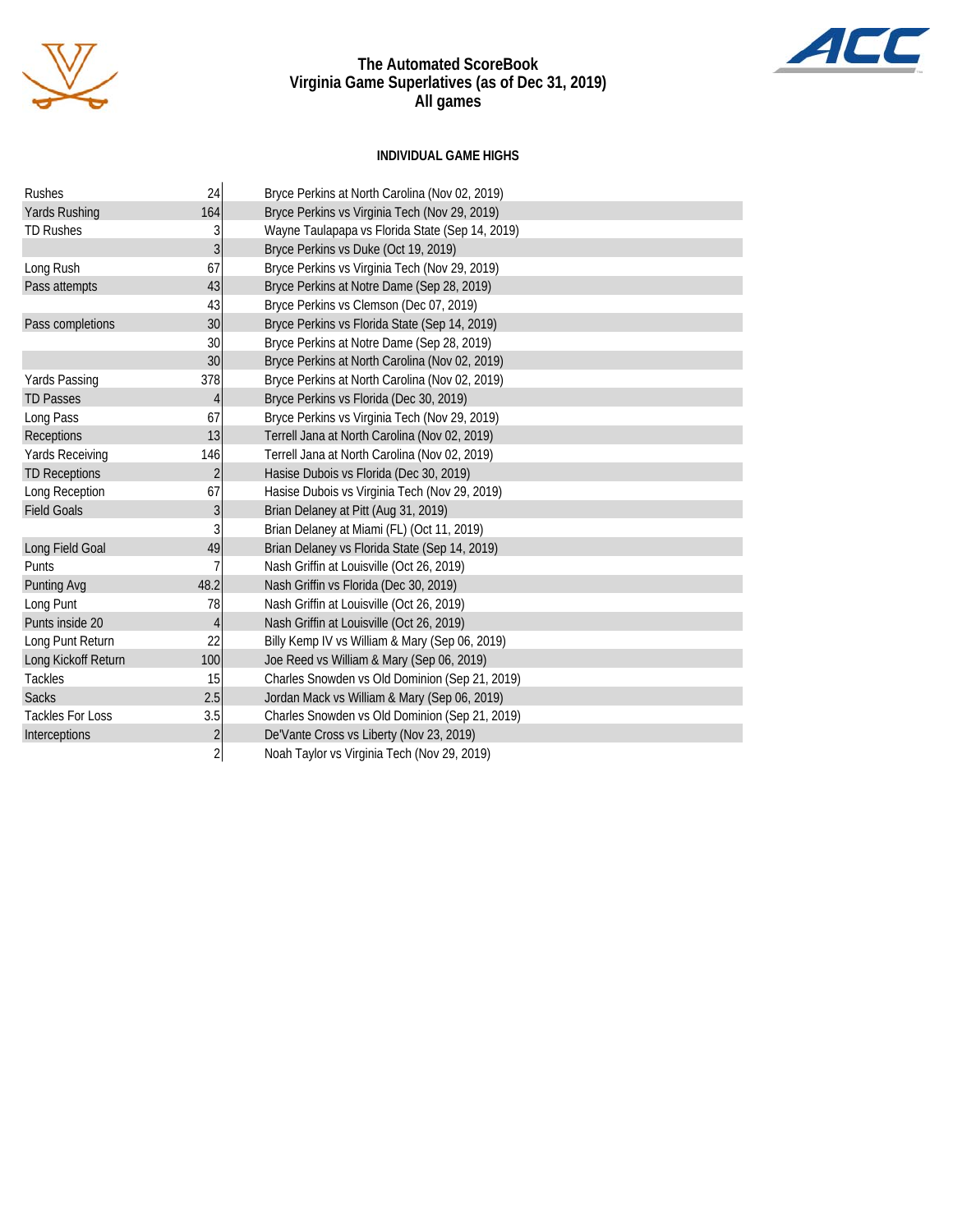# The Automated ScoreBook
## Virginia Game Superlatives (as of Dec 31, 2019)
## All games

### INDIVIDUAL GAME HIGHS

| Category | Value | Player / Game |
|---|---|---|
| Rushes | 24 | Bryce Perkins at North Carolina (Nov 02, 2019) |
| Yards Rushing | 164 | Bryce Perkins vs Virginia Tech (Nov 29, 2019) |
| TD Rushes | 3 | Wayne Taulapapa vs Florida State (Sep 14, 2019) |
| | 3 | Bryce Perkins vs Duke (Oct 19, 2019) |
| Long Rush | 67 | Bryce Perkins vs Virginia Tech (Nov 29, 2019) |
| Pass attempts | 43 | Bryce Perkins at Notre Dame (Sep 28, 2019) |
| | 43 | Bryce Perkins vs Clemson (Dec 07, 2019) |
| Pass completions | 30 | Bryce Perkins vs Florida State (Sep 14, 2019) |
| | 30 | Bryce Perkins at Notre Dame (Sep 28, 2019) |
| | 30 | Bryce Perkins at North Carolina (Nov 02, 2019) |
| Yards Passing | 378 | Bryce Perkins at North Carolina (Nov 02, 2019) |
| TD Passes | 4 | Bryce Perkins vs Florida (Dec 30, 2019) |
| Long Pass | 67 | Bryce Perkins vs Virginia Tech (Nov 29, 2019) |
| Receptions | 13 | Terrell Jana at North Carolina (Nov 02, 2019) |
| Yards Receiving | 146 | Terrell Jana at North Carolina (Nov 02, 2019) |
| TD Receptions | 2 | Hasise Dubois vs Florida (Dec 30, 2019) |
| Long Reception | 67 | Hasise Dubois vs Virginia Tech (Nov 29, 2019) |
| Field Goals | 3 | Brian Delaney at Pitt (Aug 31, 2019) |
| | 3 | Brian Delaney at Miami (FL) (Oct 11, 2019) |
| Long Field Goal | 49 | Brian Delaney vs Florida State (Sep 14, 2019) |
| Punts | 7 | Nash Griffin at Louisville (Oct 26, 2019) |
| Punting Avg | 48.2 | Nash Griffin vs Florida (Dec 30, 2019) |
| Long Punt | 78 | Nash Griffin at Louisville (Oct 26, 2019) |
| Punts inside 20 | 4 | Nash Griffin at Louisville (Oct 26, 2019) |
| Long Punt Return | 22 | Billy Kemp IV vs William & Mary (Sep 06, 2019) |
| Long Kickoff Return | 100 | Joe Reed vs William & Mary (Sep 06, 2019) |
| Tackles | 15 | Charles Snowden vs Old Dominion (Sep 21, 2019) |
| Sacks | 2.5 | Jordan Mack vs William & Mary (Sep 06, 2019) |
| Tackles For Loss | 3.5 | Charles Snowden vs Old Dominion (Sep 21, 2019) |
| Interceptions | 2 | De'Vante Cross vs Liberty (Nov 23, 2019) |
| | 2 | Noah Taylor vs Virginia Tech (Nov 29, 2019) |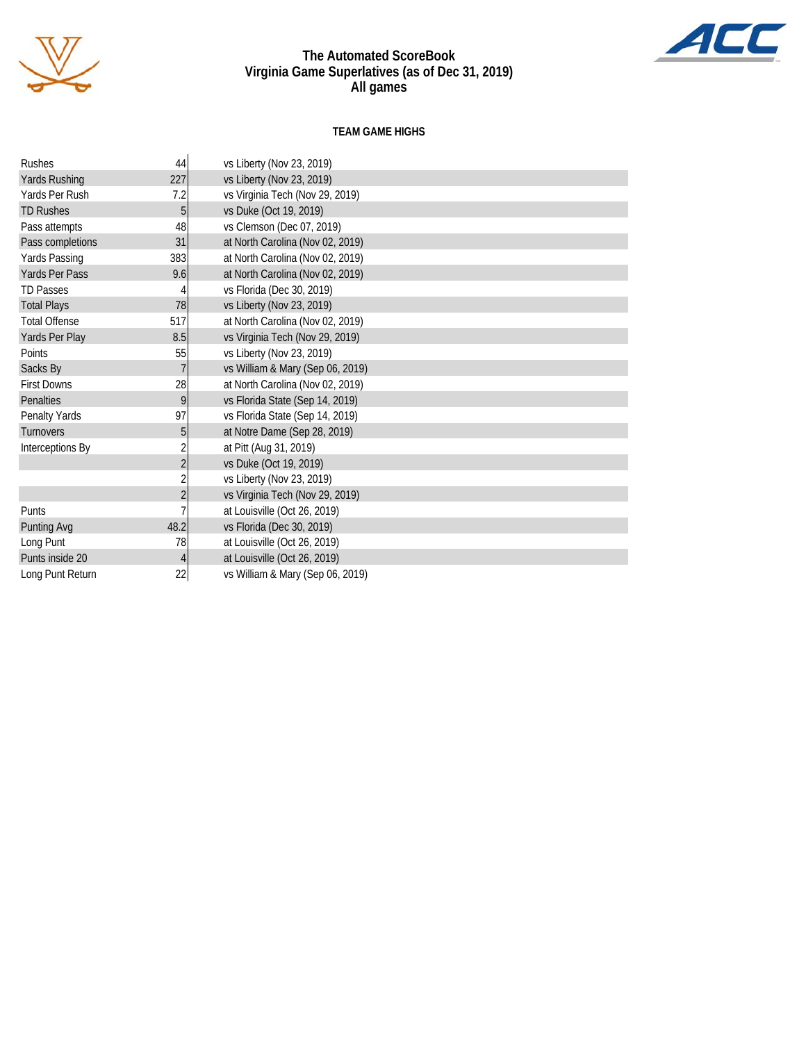# The Automated ScoreBook
## Virginia Game Superlatives (as of Dec 31, 2019)
### All games

**TEAM GAME HIGHS**

| | | |
|---|---|---|
| Rushes | 44 | vs Liberty (Nov 23, 2019) |
| Yards Rushing | 227 | vs Liberty (Nov 23, 2019) |
| Yards Per Rush | 7.2 | vs Virginia Tech (Nov 29, 2019) |
| TD Rushes | 5 | vs Duke (Oct 19, 2019) |
| Pass attempts | 48 | vs Clemson (Dec 07, 2019) |
| Pass completions | 31 | at North Carolina (Nov 02, 2019) |
| Yards Passing | 383 | at North Carolina (Nov 02, 2019) |
| Yards Per Pass | 9.6 | at North Carolina (Nov 02, 2019) |
| TD Passes | 4 | vs Florida (Dec 30, 2019) |
| Total Plays | 78 | vs Liberty (Nov 23, 2019) |
| Total Offense | 517 | at North Carolina (Nov 02, 2019) |
| Yards Per Play | 8.5 | vs Virginia Tech (Nov 29, 2019) |
| Points | 55 | vs Liberty (Nov 23, 2019) |
| Sacks By | 7 | vs William & Mary (Sep 06, 2019) |
| First Downs | 28 | at North Carolina (Nov 02, 2019) |
| Penalties | 9 | vs Florida State (Sep 14, 2019) |
| Penalty Yards | 97 | vs Florida State (Sep 14, 2019) |
| Turnovers | 5 | at Notre Dame (Sep 28, 2019) |
| Interceptions By | 2 | at Pitt (Aug 31, 2019) |
| | 2 | vs Duke (Oct 19, 2019) |
| | 2 | vs Liberty (Nov 23, 2019) |
| | 2 | vs Virginia Tech (Nov 29, 2019) |
| Punts | 7 | at Louisville (Oct 26, 2019) |
| Punting Avg | 48.2 | vs Florida (Dec 30, 2019) |
| Long Punt | 78 | at Louisville (Oct 26, 2019) |
| Punts inside 20 | 4 | at Louisville (Oct 26, 2019) |
| Long Punt Return | 22 | vs William & Mary (Sep 06, 2019) |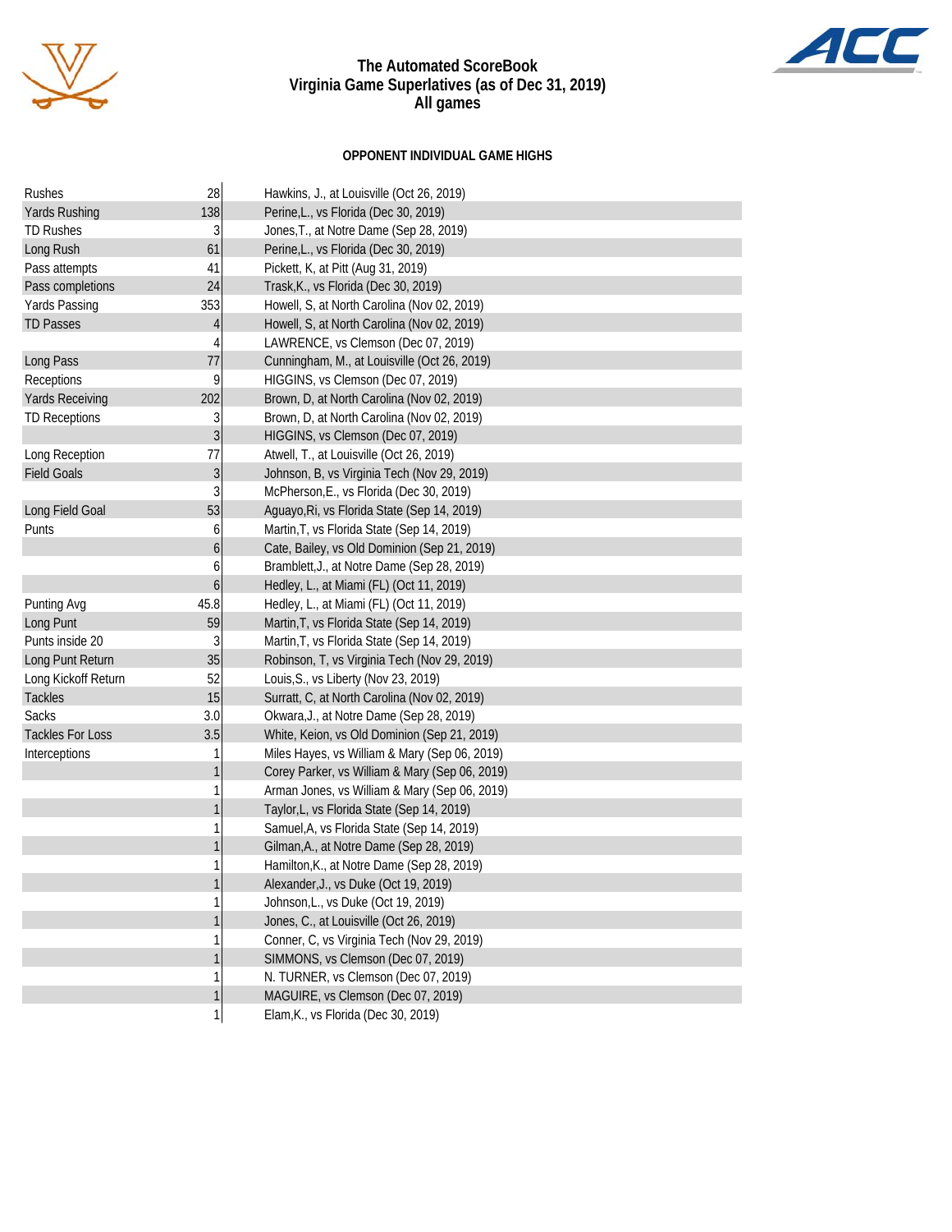# The Automated ScoreBook
## Virginia Game Superlatives (as of Dec 31, 2019)
## All games

### OPPONENT INDIVIDUAL GAME HIGHS

| | | |
|---|---|---|
| Rushes | 28 | Hawkins, J., at Louisville (Oct 26, 2019) |
| Yards Rushing | 138 | Perine,L., vs Florida (Dec 30, 2019) |
| TD Rushes | 3 | Jones,T., at Notre Dame (Sep 28, 2019) |
| Long Rush | 61 | Perine,L., vs Florida (Dec 30, 2019) |
| Pass attempts | 41 | Pickett, K, at Pitt (Aug 31, 2019) |
| Pass completions | 24 | Trask,K., vs Florida (Dec 30, 2019) |
| Yards Passing | 353 | Howell, S, at North Carolina (Nov 02, 2019) |
| TD Passes | 4 | Howell, S, at North Carolina (Nov 02, 2019) |
| | 4 | LAWRENCE, vs Clemson (Dec 07, 2019) |
| Long Pass | 77 | Cunningham, M., at Louisville (Oct 26, 2019) |
| Receptions | 9 | HIGGINS, vs Clemson (Dec 07, 2019) |
| Yards Receiving | 202 | Brown, D, at North Carolina (Nov 02, 2019) |
| TD Receptions | 3 | Brown, D, at North Carolina (Nov 02, 2019) |
| | 3 | HIGGINS, vs Clemson (Dec 07, 2019) |
| Long Reception | 77 | Atwell, T., at Louisville (Oct 26, 2019) |
| Field Goals | 3 | Johnson, B, vs Virginia Tech (Nov 29, 2019) |
| | 3 | McPherson,E., vs Florida (Dec 30, 2019) |
| Long Field Goal | 53 | Aguayo,Ri, vs Florida State (Sep 14, 2019) |
| Punts | 6 | Martin,T, vs Florida State (Sep 14, 2019) |
| | 6 | Cate, Bailey, vs Old Dominion (Sep 21, 2019) |
| | 6 | Bramblett,J., at Notre Dame (Sep 28, 2019) |
| | 6 | Hedley, L., at Miami (FL) (Oct 11, 2019) |
| Punting Avg | 45.8 | Hedley, L., at Miami (FL) (Oct 11, 2019) |
| Long Punt | 59 | Martin,T, vs Florida State (Sep 14, 2019) |
| Punts inside 20 | 3 | Martin,T, vs Florida State (Sep 14, 2019) |
| Long Punt Return | 35 | Robinson, T, vs Virginia Tech (Nov 29, 2019) |
| Long Kickoff Return | 52 | Louis,S., vs Liberty (Nov 23, 2019) |
| Tackles | 15 | Surratt, C, at North Carolina (Nov 02, 2019) |
| Sacks | 3.0 | Okwara,J., at Notre Dame (Sep 28, 2019) |
| Tackles For Loss | 3.5 | White, Keion, vs Old Dominion (Sep 21, 2019) |
| Interceptions | 1 | Miles Hayes, vs William & Mary (Sep 06, 2019) |
| | 1 | Corey Parker, vs William & Mary (Sep 06, 2019) |
| | 1 | Arman Jones, vs William & Mary (Sep 06, 2019) |
| | 1 | Taylor,L, vs Florida State (Sep 14, 2019) |
| | 1 | Samuel,A, vs Florida State (Sep 14, 2019) |
| | 1 | Gilman,A., at Notre Dame (Sep 28, 2019) |
| | 1 | Hamilton,K., at Notre Dame (Sep 28, 2019) |
| | 1 | Alexander,J., vs Duke (Oct 19, 2019) |
| | 1 | Johnson,L., vs Duke (Oct 19, 2019) |
| | 1 | Jones, C., at Louisville (Oct 26, 2019) |
| | 1 | Conner, C, vs Virginia Tech (Nov 29, 2019) |
| | 1 | SIMMONS, vs Clemson (Dec 07, 2019) |
| | 1 | N. TURNER, vs Clemson (Dec 07, 2019) |
| | 1 | MAGUIRE, vs Clemson (Dec 07, 2019) |
| | 1 | Elam,K., vs Florida (Dec 30, 2019) |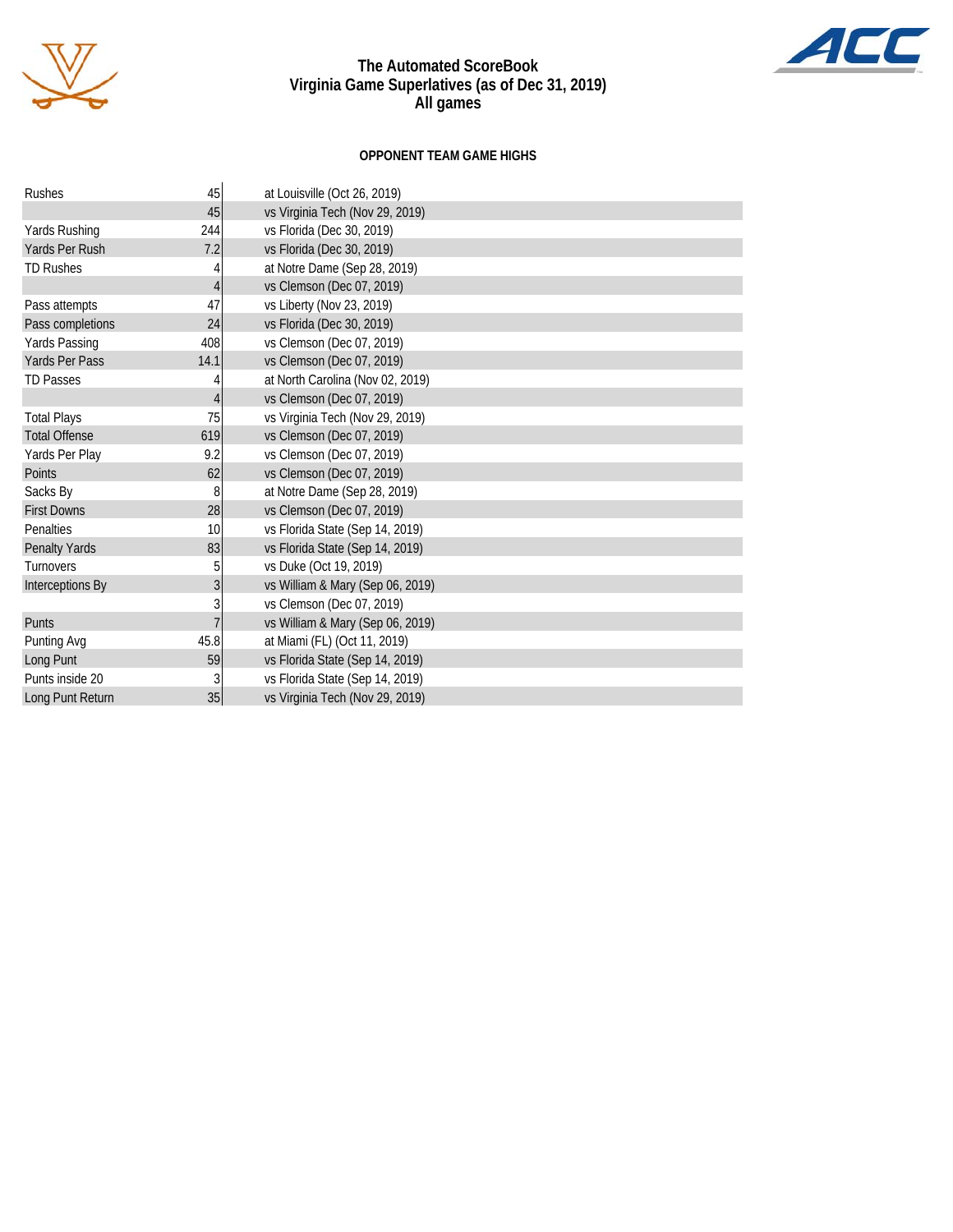# The Automated ScoreBook
## Virginia Game Superlatives (as of Dec 31, 2019)
## All games

### OPPONENT TEAM GAME HIGHS

| | | |
|---|---|---|
| Rushes | 45 | at Louisville (Oct 26, 2019) |
| | 45 | vs Virginia Tech (Nov 29, 2019) |
| Yards Rushing | 244 | vs Florida (Dec 30, 2019) |
| Yards Per Rush | 7.2 | vs Florida (Dec 30, 2019) |
| TD Rushes | 4 | at Notre Dame (Sep 28, 2019) |
| | 4 | vs Clemson (Dec 07, 2019) |
| Pass attempts | 47 | vs Liberty (Nov 23, 2019) |
| Pass completions | 24 | vs Florida (Dec 30, 2019) |
| Yards Passing | 408 | vs Clemson (Dec 07, 2019) |
| Yards Per Pass | 14.1 | vs Clemson (Dec 07, 2019) |
| TD Passes | 4 | at North Carolina (Nov 02, 2019) |
| | 4 | vs Clemson (Dec 07, 2019) |
| Total Plays | 75 | vs Virginia Tech (Nov 29, 2019) |
| Total Offense | 619 | vs Clemson (Dec 07, 2019) |
| Yards Per Play | 9.2 | vs Clemson (Dec 07, 2019) |
| Points | 62 | vs Clemson (Dec 07, 2019) |
| Sacks By | 8 | at Notre Dame (Sep 28, 2019) |
| First Downs | 28 | vs Clemson (Dec 07, 2019) |
| Penalties | 10 | vs Florida State (Sep 14, 2019) |
| Penalty Yards | 83 | vs Florida State (Sep 14, 2019) |
| Turnovers | 5 | vs Duke (Oct 19, 2019) |
| Interceptions By | 3 | vs William & Mary (Sep 06, 2019) |
| | 3 | vs Clemson (Dec 07, 2019) |
| Punts | 7 | vs William & Mary (Sep 06, 2019) |
| Punting Avg | 45.8 | at Miami (FL) (Oct 11, 2019) |
| Long Punt | 59 | vs Florida State (Sep 14, 2019) |
| Punts inside 20 | 3 | vs Florida State (Sep 14, 2019) |
| Long Punt Return | 35 | vs Virginia Tech (Nov 29, 2019) |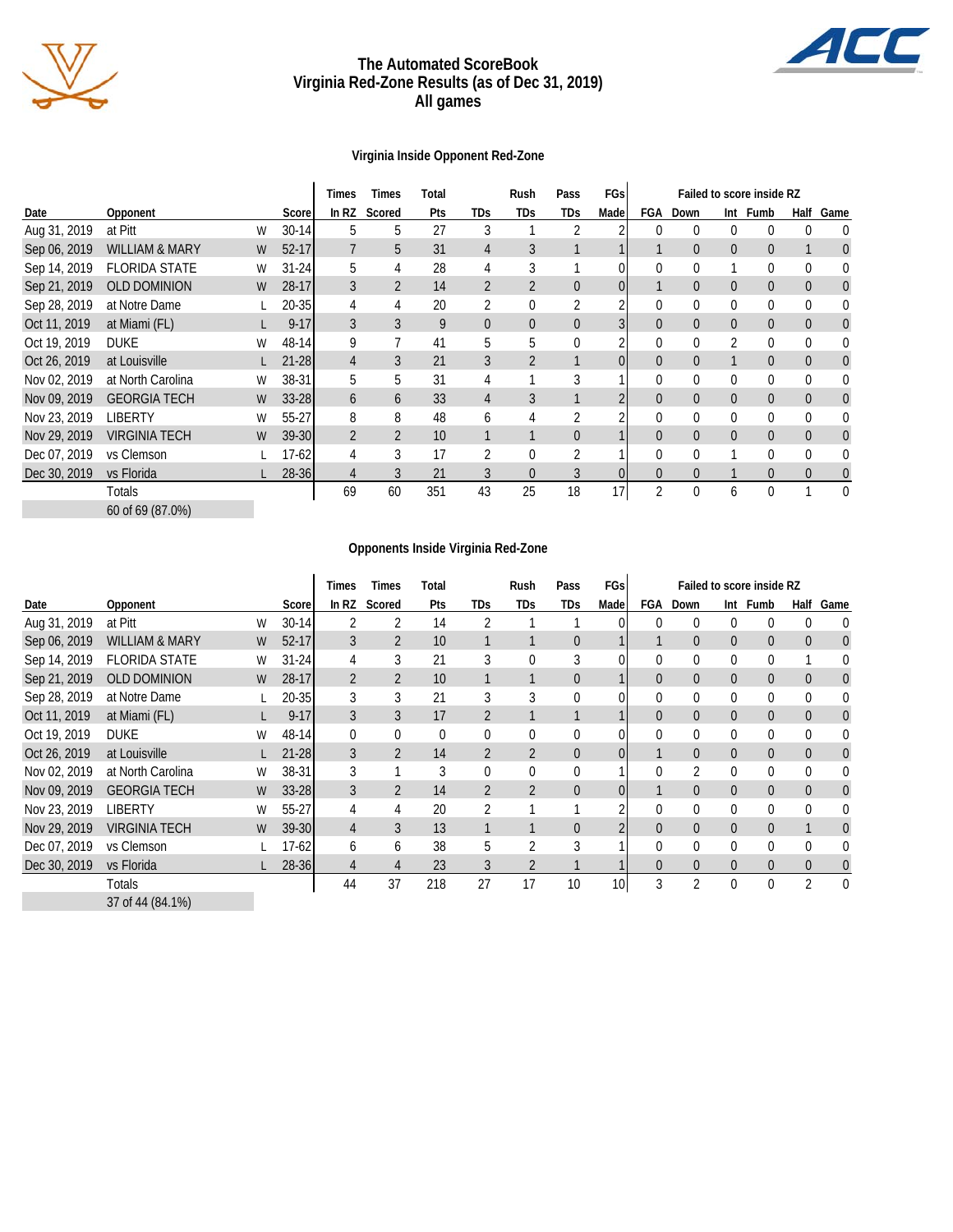# The Automated ScoreBook
# Virginia Red-Zone Results (as of Dec 31, 2019)
# All games

## Virginia Inside Opponent Red-Zone

| Date | Opponent | | Score | Times In RZ | Times Scored | Total Pts | TDs | Rush TDs | Pass TDs | FGs Made | FGA | Down | Int | Fumb | Half | Game |
|---|---|---|---|---|---|---|---|---|---|---|---|---|---|---|---|---|
| | | | | | | | | | | | Failed to score inside RZ | | | | | |
| Aug 31, 2019 | at Pitt | W | 30-14 | 5 | 5 | 27 | 3 | 1 | 2 | 2 | 0 | 0 | 0 | 0 | 0 | 0 |
| Sep 06, 2019 | WILLIAM & MARY | W | 52-17 | 7 | 5 | 31 | 4 | 3 | 1 | 1 | 1 | 0 | 0 | 0 | 1 | 0 |
| Sep 14, 2019 | FLORIDA STATE | W | 31-24 | 5 | 4 | 28 | 4 | 3 | 1 | 0 | 0 | 0 | 1 | 0 | 0 | 0 |
| Sep 21, 2019 | OLD DOMINION | W | 28-17 | 3 | 2 | 14 | 2 | 2 | 0 | 0 | 1 | 0 | 0 | 0 | 0 | 0 |
| Sep 28, 2019 | at Notre Dame | L | 20-35 | 4 | 4 | 20 | 2 | 0 | 2 | 2 | 0 | 0 | 0 | 0 | 0 | 0 |
| Oct 11, 2019 | at Miami (FL) | L | 9-17 | 3 | 3 | 9 | 0 | 0 | 0 | 3 | 0 | 0 | 0 | 0 | 0 | 0 |
| Oct 19, 2019 | DUKE | W | 48-14 | 9 | 7 | 41 | 5 | 5 | 0 | 2 | 0 | 0 | 2 | 0 | 0 | 0 |
| Oct 26, 2019 | at Louisville | L | 21-28 | 4 | 3 | 21 | 3 | 2 | 1 | 0 | 0 | 0 | 1 | 0 | 0 | 0 |
| Nov 02, 2019 | at North Carolina | W | 38-31 | 5 | 5 | 31 | 4 | 1 | 3 | 1 | 0 | 0 | 0 | 0 | 0 | 0 |
| Nov 09, 2019 | GEORGIA TECH | W | 33-28 | 6 | 6 | 33 | 4 | 3 | 1 | 2 | 0 | 0 | 0 | 0 | 0 | 0 |
| Nov 23, 2019 | LIBERTY | W | 55-27 | 8 | 8 | 48 | 6 | 4 | 2 | 2 | 0 | 0 | 0 | 0 | 0 | 0 |
| Nov 29, 2019 | VIRGINIA TECH | W | 39-30 | 2 | 2 | 10 | 1 | 1 | 0 | 1 | 0 | 0 | 0 | 0 | 0 | 0 |
| Dec 07, 2019 | vs Clemson | L | 17-62 | 4 | 3 | 17 | 2 | 0 | 2 | 1 | 0 | 0 | 1 | 0 | 0 | 0 |
| Dec 30, 2019 | vs Florida | L | 28-36 | 4 | 3 | 21 | 3 | 0 | 3 | 0 | 0 | 0 | 1 | 0 | 0 | 0 |
| | Totals | | | 69 | 60 | 351 | 43 | 25 | 18 | 17 | 2 | 0 | 6 | 0 | 1 | 0 |
| | 60 of 69 (87.0%) | | | | | | | | | | | | | | | |

## Opponents Inside Virginia Red-Zone

| Date | Opponent | | Score | Times In RZ | Times Scored | Total Pts | TDs | Rush TDs | Pass TDs | FGs Made | FGA | Down | Int | Fumb | Half | Game |
|---|---|---|---|---|---|---|---|---|---|---|---|---|---|---|---|---|
| | | | | | | | | | | | Failed to score inside RZ | | | | | |
| Aug 31, 2019 | at Pitt | W | 30-14 | 2 | 2 | 14 | 2 | 1 | 1 | 0 | 0 | 0 | 0 | 0 | 0 | 0 |
| Sep 06, 2019 | WILLIAM & MARY | W | 52-17 | 3 | 2 | 10 | 1 | 1 | 0 | 1 | 1 | 0 | 0 | 0 | 0 | 0 |
| Sep 14, 2019 | FLORIDA STATE | W | 31-24 | 4 | 3 | 21 | 3 | 0 | 3 | 0 | 0 | 0 | 0 | 0 | 1 | 0 |
| Sep 21, 2019 | OLD DOMINION | W | 28-17 | 2 | 2 | 10 | 1 | 1 | 0 | 1 | 0 | 0 | 0 | 0 | 0 | 0 |
| Sep 28, 2019 | at Notre Dame | L | 20-35 | 3 | 3 | 21 | 3 | 3 | 0 | 0 | 0 | 0 | 0 | 0 | 0 | 0 |
| Oct 11, 2019 | at Miami (FL) | L | 9-17 | 3 | 3 | 17 | 2 | 1 | 1 | 1 | 0 | 0 | 0 | 0 | 0 | 0 |
| Oct 19, 2019 | DUKE | W | 48-14 | 0 | 0 | 0 | 0 | 0 | 0 | 0 | 0 | 0 | 0 | 0 | 0 | 0 |
| Oct 26, 2019 | at Louisville | L | 21-28 | 3 | 2 | 14 | 2 | 2 | 0 | 0 | 1 | 0 | 0 | 0 | 0 | 0 |
| Nov 02, 2019 | at North Carolina | W | 38-31 | 3 | 1 | 3 | 0 | 0 | 0 | 1 | 0 | 2 | 0 | 0 | 0 | 0 |
| Nov 09, 2019 | GEORGIA TECH | W | 33-28 | 3 | 2 | 14 | 2 | 2 | 0 | 0 | 1 | 0 | 0 | 0 | 0 | 0 |
| Nov 23, 2019 | LIBERTY | W | 55-27 | 4 | 4 | 20 | 2 | 1 | 1 | 2 | 0 | 0 | 0 | 0 | 0 | 0 |
| Nov 29, 2019 | VIRGINIA TECH | W | 39-30 | 4 | 3 | 13 | 1 | 1 | 0 | 2 | 0 | 0 | 0 | 0 | 1 | 0 |
| Dec 07, 2019 | vs Clemson | L | 17-62 | 6 | 6 | 38 | 5 | 2 | 3 | 1 | 0 | 0 | 0 | 0 | 0 | 0 |
| Dec 30, 2019 | vs Florida | L | 28-36 | 4 | 4 | 23 | 3 | 2 | 1 | 1 | 0 | 0 | 0 | 0 | 0 | 0 |
| | Totals | | | 44 | 37 | 218 | 27 | 17 | 10 | 10 | 3 | 2 | 0 | 0 | 2 | 0 |
| | 37 of 44 (84.1%) | | | | | | | | | | | | | | | |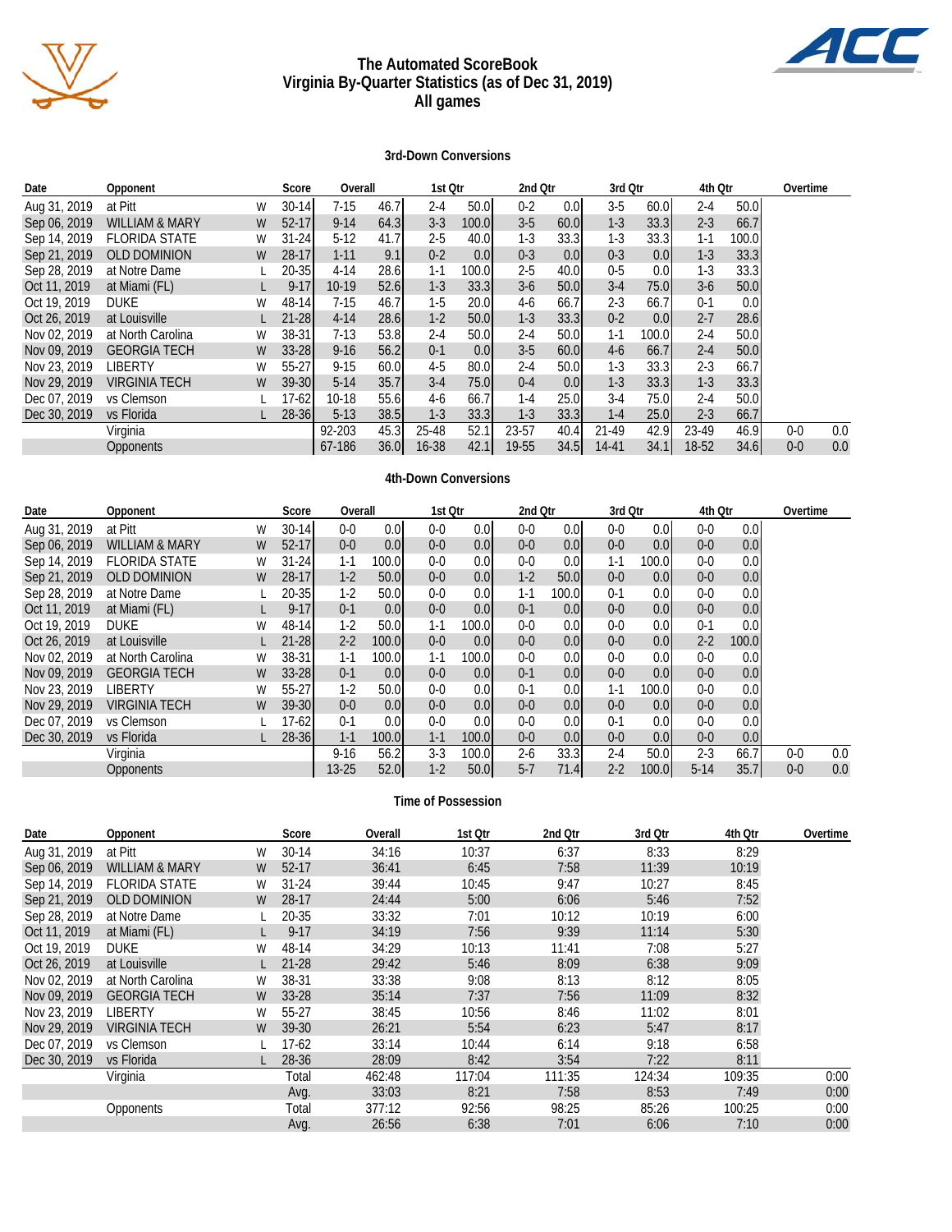# The Automated ScoreBook
## Virginia By-Quarter Statistics (as of Dec 31, 2019)
## All games

### 3rd-Down Conversions

| Date | Opponent | | Score | Overall | | 1st Qtr | | 2nd Qtr | | 3rd Qtr | | 4th Qtr | | Overtime | |
|---|---|---|---|---|---|---|---|---|---|---|---|---|---|---|---|
| Aug 31, 2019 | at Pitt | W | 30-14 | 7-15 | 46.7 | 2-4 | 50.0 | 0-2 | 0.0 | 3-5 | 60.0 | 2-4 | 50.0 | | |
| Sep 06, 2019 | WILLIAM & MARY | W | 52-17 | 9-14 | 64.3 | 3-3 | 100.0 | 3-5 | 60.0 | 1-3 | 33.3 | 2-3 | 66.7 | | |
| Sep 14, 2019 | FLORIDA STATE | W | 31-24 | 5-12 | 41.7 | 2-5 | 40.0 | 1-3 | 33.3 | 1-3 | 33.3 | 1-1 | 100.0 | | |
| Sep 21, 2019 | OLD DOMINION | W | 28-17 | 1-11 | 9.1 | 0-2 | 0.0 | 0-3 | 0.0 | 0-3 | 0.0 | 1-3 | 33.3 | | |
| Sep 28, 2019 | at Notre Dame | L | 20-35 | 4-14 | 28.6 | 1-1 | 100.0 | 2-5 | 40.0 | 0-5 | 0.0 | 1-3 | 33.3 | | |
| Oct 11, 2019 | at Miami (FL) | L | 9-17 | 10-19 | 52.6 | 1-3 | 33.3 | 3-6 | 50.0 | 3-4 | 75.0 | 3-6 | 50.0 | | |
| Oct 19, 2019 | DUKE | W | 48-14 | 7-15 | 46.7 | 1-5 | 20.0 | 4-6 | 66.7 | 2-3 | 66.7 | 0-1 | 0.0 | | |
| Oct 26, 2019 | at Louisville | L | 21-28 | 4-14 | 28.6 | 1-2 | 50.0 | 1-3 | 33.3 | 0-2 | 0.0 | 2-7 | 28.6 | | |
| Nov 02, 2019 | at North Carolina | W | 38-31 | 7-13 | 53.8 | 2-4 | 50.0 | 2-4 | 50.0 | 1-1 | 100.0 | 2-4 | 50.0 | | |
| Nov 09, 2019 | GEORGIA TECH | W | 33-28 | 9-16 | 56.2 | 0-1 | 0.0 | 3-5 | 60.0 | 4-6 | 66.7 | 2-4 | 50.0 | | |
| Nov 23, 2019 | LIBERTY | W | 55-27 | 9-15 | 60.0 | 4-5 | 80.0 | 2-4 | 50.0 | 1-3 | 33.3 | 2-3 | 66.7 | | |
| Nov 29, 2019 | VIRGINIA TECH | W | 39-30 | 5-14 | 35.7 | 3-4 | 75.0 | 0-4 | 0.0 | 1-3 | 33.3 | 1-3 | 33.3 | | |
| Dec 07, 2019 | vs Clemson | L | 17-62 | 10-18 | 55.6 | 4-6 | 66.7 | 1-4 | 25.0 | 3-4 | 75.0 | 2-4 | 50.0 | | |
| Dec 30, 2019 | vs Florida | L | 28-36 | 5-13 | 38.5 | 1-3 | 33.3 | 1-3 | 33.3 | 1-4 | 25.0 | 2-3 | 66.7 | | |
| | Virginia | | | 92-203 | 45.3 | 25-48 | 52.1 | 23-57 | 40.4 | 21-49 | 42.9 | 23-49 | 46.9 | 0-0 | 0.0 |
| | Opponents | | | 67-186 | 36.0 | 16-38 | 42.1 | 19-55 | 34.5 | 14-41 | 34.1 | 18-52 | 34.6 | 0-0 | 0.0 |

### 4th-Down Conversions

| Date | Opponent | | Score | Overall | | 1st Qtr | | 2nd Qtr | | 3rd Qtr | | 4th Qtr | | Overtime | |
|---|---|---|---|---|---|---|---|---|---|---|---|---|---|---|---|
| Aug 31, 2019 | at Pitt | W | 30-14 | 0-0 | 0.0 | 0-0 | 0.0 | 0-0 | 0.0 | 0-0 | 0.0 | 0-0 | 0.0 | | |
| Sep 06, 2019 | WILLIAM & MARY | W | 52-17 | 0-0 | 0.0 | 0-0 | 0.0 | 0-0 | 0.0 | 0-0 | 0.0 | 0-0 | 0.0 | | |
| Sep 14, 2019 | FLORIDA STATE | W | 31-24 | 1-1 | 100.0 | 0-0 | 0.0 | 0-0 | 0.0 | 1-1 | 100.0 | 0-0 | 0.0 | | |
| Sep 21, 2019 | OLD DOMINION | W | 28-17 | 1-2 | 50.0 | 0-0 | 0.0 | 1-2 | 50.0 | 0-0 | 0.0 | 0-0 | 0.0 | | |
| Sep 28, 2019 | at Notre Dame | L | 20-35 | 1-2 | 50.0 | 0-0 | 0.0 | 1-1 | 100.0 | 0-1 | 0.0 | 0-0 | 0.0 | | |
| Oct 11, 2019 | at Miami (FL) | L | 9-17 | 0-1 | 0.0 | 0-0 | 0.0 | 0-1 | 0.0 | 0-0 | 0.0 | 0-0 | 0.0 | | |
| Oct 19, 2019 | DUKE | W | 48-14 | 1-2 | 50.0 | 1-1 | 100.0 | 0-0 | 0.0 | 0-0 | 0.0 | 0-1 | 0.0 | | |
| Oct 26, 2019 | at Louisville | L | 21-28 | 2-2 | 100.0 | 0-0 | 0.0 | 0-0 | 0.0 | 0-0 | 0.0 | 2-2 | 100.0 | | |
| Nov 02, 2019 | at North Carolina | W | 38-31 | 1-1 | 100.0 | 1-1 | 100.0 | 0-0 | 0.0 | 0-0 | 0.0 | 0-0 | 0.0 | | |
| Nov 09, 2019 | GEORGIA TECH | W | 33-28 | 0-1 | 0.0 | 0-0 | 0.0 | 0-1 | 0.0 | 0-0 | 0.0 | 0-0 | 0.0 | | |
| Nov 23, 2019 | LIBERTY | W | 55-27 | 1-2 | 50.0 | 0-0 | 0.0 | 0-1 | 0.0 | 1-1 | 100.0 | 0-0 | 0.0 | | |
| Nov 29, 2019 | VIRGINIA TECH | W | 39-30 | 0-0 | 0.0 | 0-0 | 0.0 | 0-0 | 0.0 | 0-0 | 0.0 | 0-0 | 0.0 | | |
| Dec 07, 2019 | vs Clemson | L | 17-62 | 0-1 | 0.0 | 0-0 | 0.0 | 0-0 | 0.0 | 0-1 | 0.0 | 0-0 | 0.0 | | |
| Dec 30, 2019 | vs Florida | L | 28-36 | 1-1 | 100.0 | 1-1 | 100.0 | 0-0 | 0.0 | 0-0 | 0.0 | 0-0 | 0.0 | | |
| | Virginia | | | 9-16 | 56.2 | 3-3 | 100.0 | 2-6 | 33.3 | 2-4 | 50.0 | 2-3 | 66.7 | 0-0 | 0.0 |
| | Opponents | | | 13-25 | 52.0 | 1-2 | 50.0 | 5-7 | 71.4 | 2-2 | 100.0 | 5-14 | 35.7 | 0-0 | 0.0 |

### Time of Possession

| Date | Opponent | | Score | Overall | 1st Qtr | 2nd Qtr | 3rd Qtr | 4th Qtr | Overtime |
|---|---|---|---|---|---|---|---|---|---|
| Aug 31, 2019 | at Pitt | W | 30-14 | 34:16 | 10:37 | 6:37 | 8:33 | 8:29 | |
| Sep 06, 2019 | WILLIAM & MARY | W | 52-17 | 36:41 | 6:45 | 7:58 | 11:39 | 10:19 | |
| Sep 14, 2019 | FLORIDA STATE | W | 31-24 | 39:44 | 10:45 | 9:47 | 10:27 | 8:45 | |
| Sep 21, 2019 | OLD DOMINION | W | 28-17 | 24:44 | 5:00 | 6:06 | 5:46 | 7:52 | |
| Sep 28, 2019 | at Notre Dame | L | 20-35 | 33:32 | 7:01 | 10:12 | 10:19 | 6:00 | |
| Oct 11, 2019 | at Miami (FL) | L | 9-17 | 34:19 | 7:56 | 9:39 | 11:14 | 5:30 | |
| Oct 19, 2019 | DUKE | W | 48-14 | 34:29 | 10:13 | 11:41 | 7:08 | 5:27 | |
| Oct 26, 2019 | at Louisville | L | 21-28 | 29:42 | 5:46 | 8:09 | 6:38 | 9:09 | |
| Nov 02, 2019 | at North Carolina | W | 38-31 | 33:38 | 9:08 | 8:13 | 8:12 | 8:05 | |
| Nov 09, 2019 | GEORGIA TECH | W | 33-28 | 35:14 | 7:37 | 7:56 | 11:09 | 8:32 | |
| Nov 23, 2019 | LIBERTY | W | 55-27 | 38:45 | 10:56 | 8:46 | 11:02 | 8:01 | |
| Nov 29, 2019 | VIRGINIA TECH | W | 39-30 | 26:21 | 5:54 | 6:23 | 5:47 | 8:17 | |
| Dec 07, 2019 | vs Clemson | L | 17-62 | 33:14 | 10:44 | 6:14 | 9:18 | 6:58 | |
| Dec 30, 2019 | vs Florida | L | 28-36 | 28:09 | 8:42 | 3:54 | 7:22 | 8:11 | |
| | Virginia | | Total | 462:48 | 117:04 | 111:35 | 124:34 | 109:35 | 0:00 |
| | | | Avg. | 33:03 | 8:21 | 7:58 | 8:53 | 7:49 | 0:00 |
| | Opponents | | Total | 377:12 | 92:56 | 98:25 | 85:26 | 100:25 | 0:00 |
| | | | Avg. | 26:56 | 6:38 | 7:01 | 6:06 | 7:10 | 0:00 |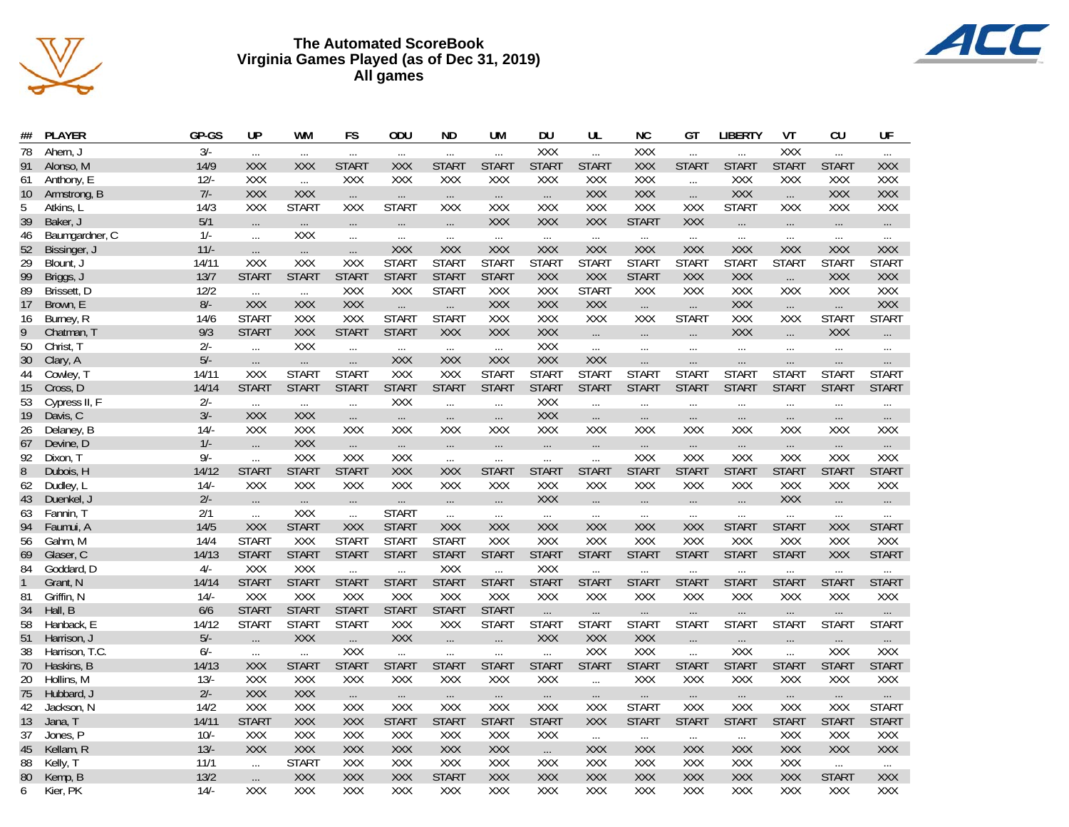# The Automated ScoreBook
## Virginia Games Played (as of Dec 31, 2019)
### All games

| ## | PLAYER | GP-GS | UP | WM | FS | ODU | ND | UM | DU | UL | NC | GT | LIBERTY | VT | CU | UF |
|---|---|---|---|---|---|---|---|---|---|---|---|---|---|---|---|---|
| 78 | Ahern, J | 3/- | ... | ... | ... | ... | ... | ... | XXX | ... | XXX | ... | ... | XXX | ... | ... |
| 91 | Alonso, M | 14/9 | XXX | XXX | START | XXX | START | START | START | START | XXX | START | START | START | START | XXX |
| 61 | Anthony, E | 12/- | XXX | ... | XXX | XXX | XXX | XXX | XXX | XXX | XXX | ... | XXX | XXX | XXX | XXX |
| 10 | Armstrong, B | 7/- | XXX | XXX | ... | ... | ... | ... | ... | XXX | XXX | ... | XXX | ... | XXX | XXX |
| 5 | Atkins, L | 14/3 | XXX | START | XXX | START | XXX | XXX | XXX | XXX | XXX | XXX | START | XXX | XXX | XXX |
| 39 | Baker, J | 5/1 | ... | ... | ... | ... | ... | XXX | XXX | XXX | START | XXX | ... | ... | ... | ... |
| 46 | Baumgardner, C | 1/- | ... | XXX | ... | ... | ... | ... | ... | ... | ... | ... | ... | ... | ... | ... |
| 52 | Bissinger, J | 11/- | ... | ... | ... | XXX | XXX | XXX | XXX | XXX | XXX | XXX | XXX | XXX | XXX | XXX |
| 29 | Blount, J | 14/11 | XXX | XXX | XXX | START | START | START | START | START | START | START | START | START | START | START |
| 99 | Briggs, J | 13/7 | START | START | START | START | START | START | XXX | XXX | START | XXX | XXX | ... | XXX | XXX |
| 89 | Brissett, D | 12/2 | ... | ... | XXX | XXX | START | XXX | XXX | START | XXX | XXX | XXX | XXX | XXX | XXX |
| 17 | Brown, E | 8/- | XXX | XXX | XXX | ... | ... | XXX | XXX | XXX | ... | ... | XXX | ... | ... | XXX |
| 16 | Burney, R | 14/6 | START | XXX | XXX | START | START | XXX | XXX | XXX | XXX | START | XXX | XXX | START | START |
| 9 | Chatman, T | 9/3 | START | XXX | START | START | XXX | XXX | XXX | ... | ... | ... | XXX | ... | XXX | ... |
| 50 | Christ, T | 2/- | ... | XXX | ... | ... | ... | ... | XXX | ... | ... | ... | ... | ... | ... | ... |
| 30 | Clary, A | 5/- | ... | ... | ... | XXX | XXX | XXX | XXX | XXX | ... | ... | ... | ... | ... | ... |
| 44 | Cowley, T | 14/11 | XXX | START | START | XXX | XXX | START | START | START | START | START | START | START | START | START |
| 15 | Cross, D | 14/14 | START | START | START | START | START | START | START | START | START | START | START | START | START | START |
| 53 | Cypress II, F | 2/- | ... | ... | ... | XXX | ... | ... | XXX | ... | ... | ... | ... | ... | ... | ... |
| 19 | Davis, C | 3/- | XXX | XXX | ... | ... | ... | ... | XXX | ... | ... | ... | ... | ... | ... | ... |
| 26 | Delaney, B | 14/- | XXX | XXX | XXX | XXX | XXX | XXX | XXX | XXX | XXX | XXX | XXX | XXX | XXX | XXX |
| 67 | Devine, D | 1/- | ... | XXX | ... | ... | ... | ... | ... | ... | ... | ... | ... | ... | ... | ... |
| 92 | Dixon, T | 9/- | ... | XXX | XXX | XXX | ... | ... | ... | ... | XXX | XXX | XXX | XXX | XXX | XXX |
| 8 | Dubois, H | 14/12 | START | START | START | XXX | XXX | START | START | START | START | START | START | START | START | START |
| 62 | Dudley, L | 14/- | XXX | XXX | XXX | XXX | XXX | XXX | XXX | XXX | XXX | XXX | XXX | XXX | XXX | XXX |
| 43 | Duenkel, J | 2/- | ... | ... | ... | ... | ... | ... | XXX | ... | ... | ... | ... | XXX | ... | ... |
| 63 | Fannin, T | 2/1 | ... | XXX | ... | START | ... | ... | ... | ... | ... | ... | ... | ... | ... | ... |
| 94 | Faumui, A | 14/5 | XXX | START | XXX | START | XXX | XXX | XXX | XXX | XXX | XXX | START | START | XXX | START |
| 56 | Gahm, M | 14/4 | START | XXX | START | START | START | XXX | XXX | XXX | XXX | XXX | XXX | XXX | XXX | XXX |
| 69 | Glaser, C | 14/13 | START | START | START | START | START | START | START | START | START | START | START | START | XXX | START |
| 84 | Goddard, D | 4/- | XXX | XXX | ... | ... | XXX | ... | XXX | ... | ... | ... | ... | ... | ... | ... |
| 1 | Grant, N | 14/14 | START | START | START | START | START | START | START | START | START | START | START | START | START | START |
| 81 | Griffin, N | 14/- | XXX | XXX | XXX | XXX | XXX | XXX | XXX | XXX | XXX | XXX | XXX | XXX | XXX | XXX |
| 34 | Hall, B | 6/6 | START | START | START | START | START | START | ... | ... | ... | ... | ... | ... | ... | ... |
| 58 | Hanback, E | 14/12 | START | START | START | XXX | XXX | START | START | START | START | START | START | START | START | START |
| 51 | Harrison, J | 5/- | ... | XXX | ... | XXX | ... | ... | XXX | XXX | XXX | ... | ... | ... | ... | ... |
| 38 | Harrison, T.C. | 6/- | ... | ... | XXX | ... | ... | ... | ... | XXX | XXX | ... | XXX | ... | XXX | XXX |
| 70 | Haskins, B | 14/13 | XXX | START | START | START | START | START | START | START | START | START | START | START | START | START |
| 20 | Hollins, M | 13/- | XXX | XXX | XXX | XXX | XXX | XXX | XXX | ... | XXX | XXX | XXX | XXX | XXX | XXX |
| 75 | Hubbard, J | 2/- | XXX | XXX | ... | ... | ... | ... | ... | ... | ... | ... | ... | ... | ... | ... |
| 42 | Jackson, N | 14/2 | XXX | XXX | XXX | XXX | XXX | XXX | XXX | XXX | START | XXX | XXX | XXX | XXX | START |
| 13 | Jana, T | 14/11 | START | XXX | XXX | START | START | START | START | XXX | START | START | START | START | START | START |
| 37 | Jones, P | 10/- | XXX | XXX | XXX | XXX | XXX | XXX | XXX | ... | ... | ... | ... | XXX | XXX | XXX |
| 45 | Kellam, R | 13/- | XXX | XXX | XXX | XXX | XXX | XXX | ... | XXX | XXX | XXX | XXX | XXX | XXX | XXX |
| 88 | Kelly, T | 11/1 | ... | START | XXX | XXX | XXX | XXX | XXX | XXX | XXX | XXX | XXX | XXX | ... | ... |
| 80 | Kemp, B | 13/2 | ... | XXX | XXX | XXX | START | XXX | XXX | XXX | XXX | XXX | XXX | XXX | START | XXX |
| 6 | Kier, PK | 14/- | XXX | XXX | XXX | XXX | XXX | XXX | XXX | XXX | XXX | XXX | XXX | XXX | XXX | XXX |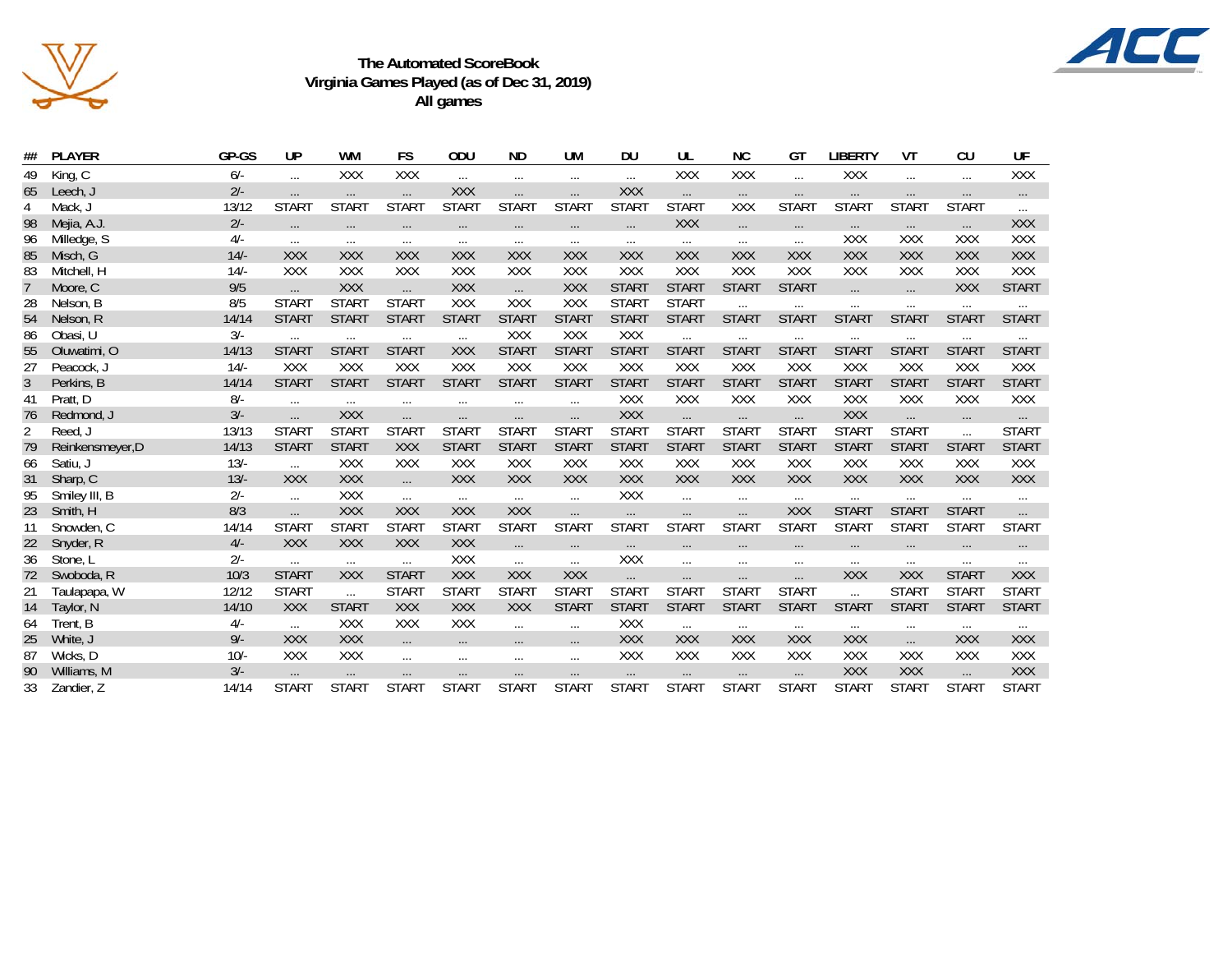**The Automated ScoreBook**
**Virginia Games Played (as of Dec 31, 2019)**
**All games**

| ## | PLAYER | GP-GS | UP | WM | FS | ODU | ND | UM | DU | UL | NC | GT | LIBERTY | VT | CU | UF |
|---|---|---|---|---|---|---|---|---|---|---|---|---|---|---|---|---|
| 49 | King, C | 6/- | ... | XXX | XXX | ... | ... | ... | ... | XXX | XXX | ... | XXX | ... | ... | XXX |
| 65 | Leech, J | 2/- | ... | ... | ... | XXX | ... | ... | XXX | ... | ... | ... | ... | ... | ... | ... |
| 4 | Mack, J | 13/12 | START | START | START | START | START | START | START | START | XXX | START | START | START | START | ... |
| 98 | Mejia, A.J. | 2/- | ... | ... | ... | ... | ... | ... | ... | XXX | ... | ... | ... | ... | ... | XXX |
| 96 | Milledge, S | 4/- | ... | ... | ... | ... | ... | ... | ... | ... | ... | ... | XXX | XXX | XXX | XXX |
| 85 | Misch, G | 14/- | XXX | XXX | XXX | XXX | XXX | XXX | XXX | XXX | XXX | XXX | XXX | XXX | XXX | XXX |
| 83 | Mitchell, H | 14/- | XXX | XXX | XXX | XXX | XXX | XXX | XXX | XXX | XXX | XXX | XXX | XXX | XXX | XXX |
| 7 | Moore, C | 9/5 | ... | XXX | ... | XXX | ... | XXX | START | START | START | START | ... | ... | XXX | START |
| 28 | Nelson, B | 8/5 | START | START | START | XXX | XXX | XXX | START | START | ... | ... | ... | ... | ... | ... |
| 54 | Nelson, R | 14/14 | START | START | START | START | START | START | START | START | START | START | START | START | START | START |
| 86 | Obasi, U | 3/- | ... | ... | ... | ... | XXX | XXX | XXX | ... | ... | ... | ... | ... | ... | ... |
| 55 | Oluwatimi, O | 14/13 | START | START | START | XXX | START | START | START | START | START | START | START | START | START | START |
| 27 | Peacock, J | 14/- | XXX | XXX | XXX | XXX | XXX | XXX | XXX | XXX | XXX | XXX | XXX | XXX | XXX | XXX |
| 3 | Perkins, B | 14/14 | START | START | START | START | START | START | START | START | START | START | START | START | START | START |
| 41 | Pratt, D | 8/- | ... | ... | ... | ... | ... | ... | XXX | XXX | XXX | XXX | XXX | XXX | XXX | XXX |
| 76 | Redmond, J | 3/- | ... | XXX | ... | ... | ... | ... | XXX | ... | ... | ... | XXX | ... | ... | ... |
| 2 | Reed, J | 13/13 | START | START | START | START | START | START | START | START | START | START | START | START | ... | START |
| 79 | Reinkensmeyer,D | 14/13 | START | START | XXX | START | START | START | START | START | START | START | START | START | START | START |
| 66 | Satiu, J | 13/- | ... | XXX | XXX | XXX | XXX | XXX | XXX | XXX | XXX | XXX | XXX | XXX | XXX | XXX |
| 31 | Sharp, C | 13/- | XXX | XXX | ... | XXX | XXX | XXX | XXX | XXX | XXX | XXX | XXX | XXX | XXX | XXX |
| 95 | Smiley III, B | 2/- | ... | XXX | ... | ... | ... | ... | XXX | ... | ... | ... | ... | ... | ... | ... |
| 23 | Smith, H | 8/3 | ... | XXX | XXX | XXX | XXX | ... | ... | ... | ... | XXX | START | START | START | ... |
| 11 | Snowden, C | 14/14 | START | START | START | START | START | START | START | START | START | START | START | START | START | START |
| 22 | Snyder, R | 4/- | XXX | XXX | XXX | XXX | ... | ... | ... | ... | ... | ... | ... | ... | ... | ... |
| 36 | Stone, L | 2/- | ... | ... | ... | XXX | ... | ... | XXX | ... | ... | ... | ... | ... | ... | ... |
| 72 | Swoboda, R | 10/3 | START | XXX | START | XXX | XXX | XXX | ... | ... | ... | ... | XXX | XXX | START | XXX |
| 21 | Taulapapa, W | 12/12 | START | ... | START | START | START | START | START | START | START | START | ... | START | START | START |
| 14 | Taylor, N | 14/10 | XXX | START | XXX | XXX | XXX | START | START | START | START | START | START | START | START | START |
| 64 | Trent, B | 4/- | ... | XXX | XXX | XXX | ... | ... | XXX | ... | ... | ... | ... | ... | ... | ... |
| 25 | White, J | 9/- | XXX | XXX | ... | ... | ... | ... | XXX | XXX | XXX | XXX | XXX | ... | XXX | XXX |
| 87 | Wicks, D | 10/- | XXX | XXX | ... | ... | ... | ... | XXX | XXX | XXX | XXX | XXX | XXX | XXX | XXX |
| 90 | Williams, M | 3/- | ... | ... | ... | ... | ... | ... | ... | ... | ... | ... | XXX | XXX | ... | XXX |
| 33 | Zandier, Z | 14/14 | START | START | START | START | START | START | START | START | START | START | START | START | START | START |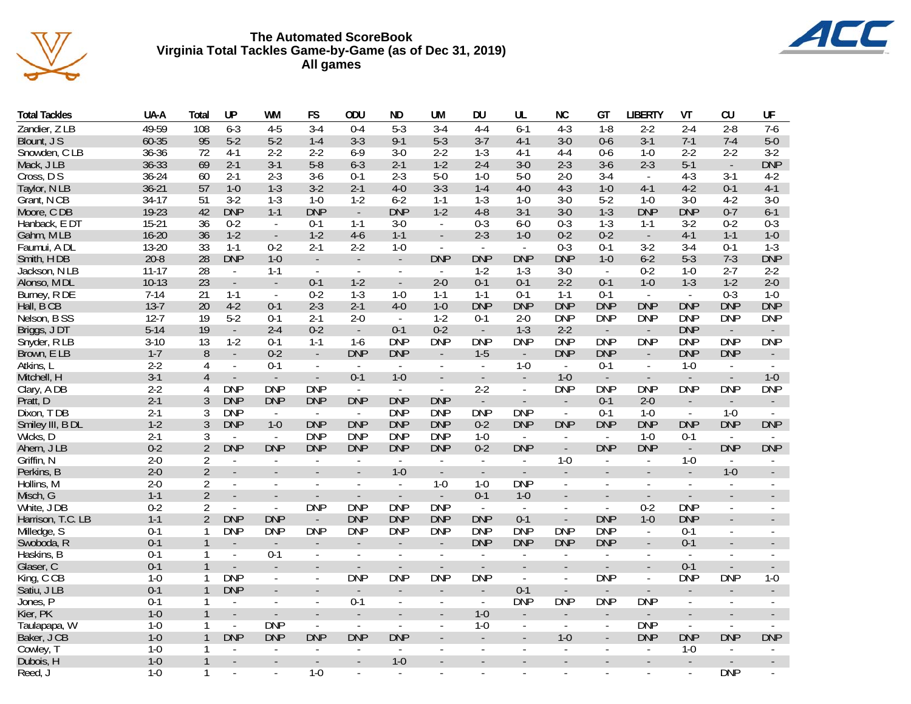# The Automated ScoreBook
## Virginia Total Tackles Game-by-Game (as of Dec 31, 2019)
## All games

| Total Tackles | UA-A | Total | UP | WM | FS | ODU | ND | UM | DU | UL | NC | GT | LIBERTY | VT | CU | UF |
|---|---|---|---|---|---|---|---|---|---|---|---|---|---|---|---|---|
| Zandier, Z LB | 49-59 | 108 | 6-3 | 4-5 | 3-4 | 0-4 | 5-3 | 3-4 | 4-4 | 6-1 | 4-3 | 1-8 | 2-2 | 2-4 | 2-8 | 7-6 |
| Blount, J S | 60-35 | 95 | 5-2 | 5-2 | 1-4 | 3-3 | 9-1 | 5-3 | 3-7 | 4-1 | 3-0 | 0-6 | 3-1 | 7-1 | 7-4 | 5-0 |
| Snowden, C LB | 36-36 | 72 | 4-1 | 2-2 | 2-2 | 6-9 | 3-0 | 2-2 | 1-3 | 4-1 | 4-4 | 0-6 | 1-0 | 2-2 | 2-2 | 3-2 |
| Mack, J LB | 36-33 | 69 | 2-1 | 3-1 | 5-8 | 6-3 | 2-1 | 1-2 | 2-4 | 3-0 | 2-3 | 3-6 | 2-3 | 5-1 | - | DNP |
| Cross, D S | 36-24 | 60 | 2-1 | 2-3 | 3-6 | 0-1 | 2-3 | 5-0 | 1-0 | 5-0 | 2-0 | 3-4 | - | 4-3 | 3-1 | 4-2 |
| Taylor, N LB | 36-21 | 57 | 1-0 | 1-3 | 3-2 | 2-1 | 4-0 | 3-3 | 1-4 | 4-0 | 4-3 | 1-0 | 4-1 | 4-2 | 0-1 | 4-1 |
| Grant, N CB | 34-17 | 51 | 3-2 | 1-3 | 1-0 | 1-2 | 6-2 | 1-1 | 1-3 | 1-0 | 3-0 | 5-2 | 1-0 | 3-0 | 4-2 | 3-0 |
| Moore, C DB | 19-23 | 42 | DNP | 1-1 | DNP | - | DNP | 1-2 | 4-8 | 3-1 | 3-0 | 1-3 | DNP | DNP | 0-7 | 6-1 |
| Hanback, E DT | 15-21 | 36 | 0-2 | - | 0-1 | 1-1 | 3-0 | - | 0-3 | 6-0 | 0-3 | 1-3 | 1-1 | 3-2 | 0-2 | 0-3 |
| Gahm, M LB | 16-20 | 36 | 1-2 | - | 1-2 | 4-6 | 1-1 | - | 2-3 | 1-0 | 0-2 | 0-2 | - | 4-1 | 1-1 | 1-0 |
| Faumui, A DL | 13-20 | 33 | 1-1 | 0-2 | 2-1 | 2-2 | 1-0 | - | - | - | 0-3 | 0-1 | 3-2 | 3-4 | 0-1 | 1-3 |
| Smith, H DB | 20-8 | 28 | DNP | 1-0 | - | - | - | DNP | DNP | DNP | DNP | 1-0 | 6-2 | 5-3 | 7-3 | DNP |
| Jackson, N LB | 11-17 | 28 | - | 1-1 | - | - | - | - | 1-2 | 1-3 | 3-0 | - | 0-2 | 1-0 | 2-7 | 2-2 |
| Alonso, M DL | 10-13 | 23 | - | - | 0-1 | 1-2 | - | 2-0 | 0-1 | 0-1 | 2-2 | 0-1 | 1-0 | 1-3 | 1-2 | 2-0 |
| Burney, R DE | 7-14 | 21 | 1-1 | - | 0-2 | 1-3 | 1-0 | 1-1 | 1-1 | 0-1 | 1-1 | 0-1 | - | - | 0-3 | 1-0 |
| Hall, B CB | 13-7 | 20 | 4-2 | 0-1 | 2-3 | 2-1 | 4-0 | 1-0 | DNP | DNP | DNP | DNP | DNP | DNP | DNP | DNP |
| Nelson, B SS | 12-7 | 19 | 5-2 | 0-1 | 2-1 | 2-0 | - | 1-2 | 0-1 | 2-0 | DNP | DNP | DNP | DNP | DNP | DNP |
| Briggs, J DT | 5-14 | 19 | - | 2-4 | 0-2 | - | 0-1 | 0-2 | - | 1-3 | 2-2 | - | - | DNP | - | - |
| Snyder, R LB | 3-10 | 13 | 1-2 | 0-1 | 1-1 | 1-6 | DNP | DNP | DNP | DNP | DNP | DNP | DNP | DNP | DNP | DNP |
| Brown, E LB | 1-7 | 8 | - | 0-2 | - | DNP | DNP | - | 1-5 | - | DNP | DNP | - | DNP | DNP | - |
| Atkins, L | 2-2 | 4 | - | 0-1 | - | - | - | - | - | 1-0 | - | 0-1 | - | 1-0 | - | - |
| Mitchell, H | 3-1 | 4 | - | - | - | 0-1 | 1-0 | - | - | - | 1-0 | - | - | - | - | 1-0 |
| Clary, A DB | 2-2 | 4 | DNP | DNP | DNP | - | - | - | 2-2 | - | DNP | DNP | DNP | DNP | DNP | DNP |
| Pratt, D | 2-1 | 3 | DNP | DNP | DNP | DNP | DNP | DNP | - | - | - | 0-1 | 2-0 | - | - | - |
| Dixon, T DB | 2-1 | 3 | DNP | - | - | - | DNP | DNP | DNP | DNP | - | 0-1 | 1-0 | - | 1-0 | - |
| Smiley III, B DL | 1-2 | 3 | DNP | 1-0 | DNP | DNP | DNP | DNP | 0-2 | DNP | DNP | DNP | DNP | DNP | DNP | DNP |
| Wicks, D | 2-1 | 3 | - | - | DNP | DNP | DNP | DNP | 1-0 | - | - | - | 1-0 | 0-1 | - | - |
| Ahern, J LB | 0-2 | 2 | DNP | DNP | DNP | DNP | DNP | DNP | 0-2 | DNP | - | DNP | DNP | - | DNP | DNP |
| Griffin, N | 2-0 | 2 | - | - | - | - | - | - | - | - | 1-0 | - | - | 1-0 | - | - |
| Perkins, B | 2-0 | 2 | - | - | - | - | 1-0 | - | - | - | - | - | - | - | 1-0 | - |
| Hollins, M | 2-0 | 2 | - | - | - | - | - | 1-0 | 1-0 | DNP | - | - | - | - | - | - |
| Misch, G | 1-1 | 2 | - | - | - | - | - | - | 0-1 | 1-0 | - | - | - | - | - | - |
| White, J DB | 0-2 | 2 | - | - | DNP | DNP | DNP | DNP | - | - | - | - | 0-2 | DNP | - | - |
| Harrison, T.C. LB | 1-1 | 2 | DNP | DNP | - | DNP | DNP | DNP | DNP | 0-1 | - | DNP | 1-0 | DNP | - | - |
| Milledge, S | 0-1 | 1 | DNP | DNP | DNP | DNP | DNP | DNP | DNP | DNP | DNP | DNP | - | 0-1 | - | - |
| Swoboda, R | 0-1 | 1 | - | - | - | - | - | - | DNP | DNP | DNP | DNP | - | 0-1 | - | - |
| Haskins, B | 0-1 | 1 | - | 0-1 | - | - | - | - | - | - | - | - | - | - | - | - |
| Glaser, C | 0-1 | 1 | - | - | - | - | - | - | - | - | - | - | - | 0-1 | - | - |
| King, C CB | 1-0 | 1 | DNP | - | - | DNP | DNP | DNP | DNP | - | - | DNP | - | DNP | DNP | 1-0 |
| Satiu, J LB | 0-1 | 1 | DNP | - | - | - | - | - | - | 0-1 | - | - | - | - | - | - |
| Jones, P | 0-1 | 1 | - | - | - | 0-1 | - | - | - | DNP | DNP | DNP | DNP | - | - | - |
| Kier, PK | 1-0 | 1 | - | - | - | - | - | - | 1-0 | - | - | - | - | - | - | - |
| Taulapapa, W | 1-0 | 1 | - | DNP | - | - | - | - | 1-0 | - | - | - | DNP | - | - | - |
| Baker, J CB | 1-0 | 1 | DNP | DNP | DNP | DNP | DNP | - | - | - | 1-0 | - | DNP | DNP | DNP | DNP |
| Cowley, T | 1-0 | 1 | - | - | - | - | - | - | - | - | - | - | - | 1-0 | - | - |
| Dubois, H | 1-0 | 1 | - | - | - | - | 1-0 | - | - | - | - | - | - | - | - | - |
| Reed, J | 1-0 | 1 | - | - | 1-0 | - | - | - | - | - | - | - | - | - | DNP | - |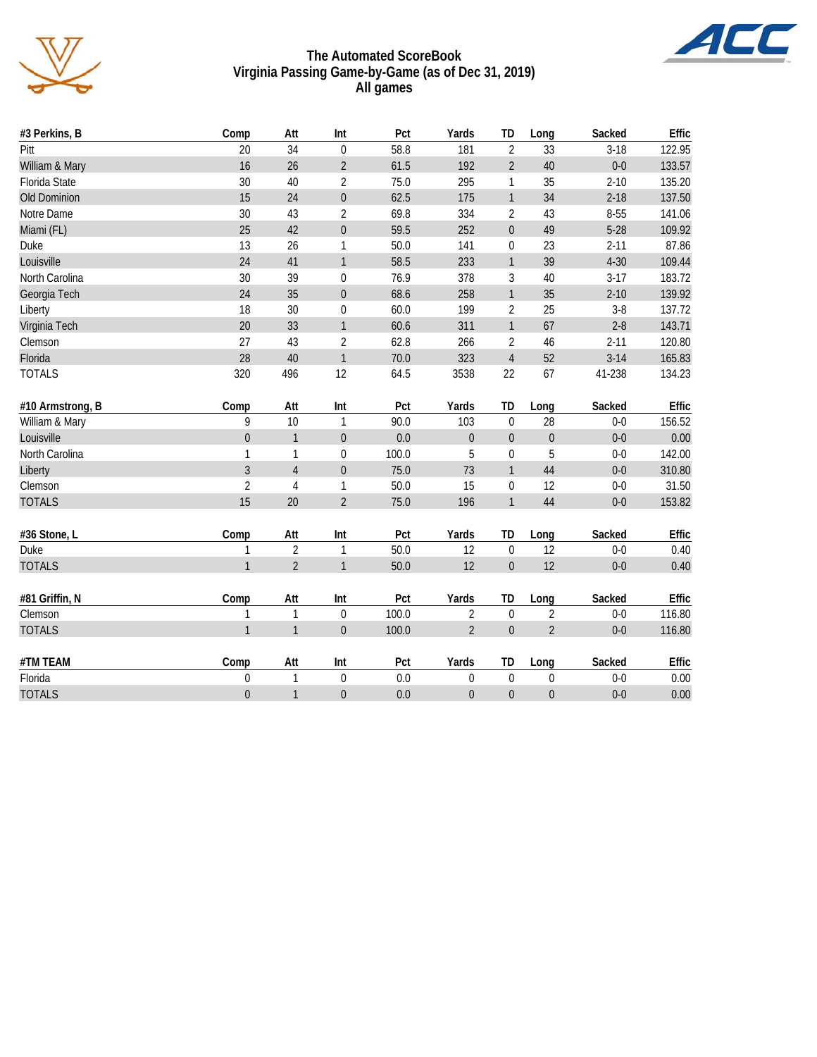# The Automated ScoreBook
## Virginia Passing Game-by-Game (as of Dec 31, 2019)
### All games

| #3 Perkins, B | Comp | Att | Int | Pct | Yards | TD | Long | Sacked | Effic |
|---|---|---|---|---|---|---|---|---|---|
| Pitt | 20 | 34 | 0 | 58.8 | 181 | 2 | 33 | 3-18 | 122.95 |
| William & Mary | 16 | 26 | 2 | 61.5 | 192 | 2 | 40 | 0-0 | 133.57 |
| Florida State | 30 | 40 | 2 | 75.0 | 295 | 1 | 35 | 2-10 | 135.20 |
| Old Dominion | 15 | 24 | 0 | 62.5 | 175 | 1 | 34 | 2-18 | 137.50 |
| Notre Dame | 30 | 43 | 2 | 69.8 | 334 | 2 | 43 | 8-55 | 141.06 |
| Miami (FL) | 25 | 42 | 0 | 59.5 | 252 | 0 | 49 | 5-28 | 109.92 |
| Duke | 13 | 26 | 1 | 50.0 | 141 | 0 | 23 | 2-11 | 87.86 |
| Louisville | 24 | 41 | 1 | 58.5 | 233 | 1 | 39 | 4-30 | 109.44 |
| North Carolina | 30 | 39 | 0 | 76.9 | 378 | 3 | 40 | 3-17 | 183.72 |
| Georgia Tech | 24 | 35 | 0 | 68.6 | 258 | 1 | 35 | 2-10 | 139.92 |
| Liberty | 18 | 30 | 0 | 60.0 | 199 | 2 | 25 | 3-8 | 137.72 |
| Virginia Tech | 20 | 33 | 1 | 60.6 | 311 | 1 | 67 | 2-8 | 143.71 |
| Clemson | 27 | 43 | 2 | 62.8 | 266 | 2 | 46 | 2-11 | 120.80 |
| Florida | 28 | 40 | 1 | 70.0 | 323 | 4 | 52 | 3-14 | 165.83 |
| TOTALS | 320 | 496 | 12 | 64.5 | 3538 | 22 | 67 | 41-238 | 134.23 |

| #10 Armstrong, B | Comp | Att | Int | Pct | Yards | TD | Long | Sacked | Effic |
|---|---|---|---|---|---|---|---|---|---|
| William & Mary | 9 | 10 | 1 | 90.0 | 103 | 0 | 28 | 0-0 | 156.52 |
| Louisville | 0 | 1 | 0 | 0.0 | 0 | 0 | 0 | 0-0 | 0.00 |
| North Carolina | 1 | 1 | 0 | 100.0 | 5 | 0 | 5 | 0-0 | 142.00 |
| Liberty | 3 | 4 | 0 | 75.0 | 73 | 1 | 44 | 0-0 | 310.80 |
| Clemson | 2 | 4 | 1 | 50.0 | 15 | 0 | 12 | 0-0 | 31.50 |
| TOTALS | 15 | 20 | 2 | 75.0 | 196 | 1 | 44 | 0-0 | 153.82 |

| #36 Stone, L | Comp | Att | Int | Pct | Yards | TD | Long | Sacked | Effic |
|---|---|---|---|---|---|---|---|---|---|
| Duke | 1 | 2 | 1 | 50.0 | 12 | 0 | 12 | 0-0 | 0.40 |
| TOTALS | 1 | 2 | 1 | 50.0 | 12 | 0 | 12 | 0-0 | 0.40 |

| #81 Griffin, N | Comp | Att | Int | Pct | Yards | TD | Long | Sacked | Effic |
|---|---|---|---|---|---|---|---|---|---|
| Clemson | 1 | 1 | 0 | 100.0 | 2 | 0 | 2 | 0-0 | 116.80 |
| TOTALS | 1 | 1 | 0 | 100.0 | 2 | 0 | 2 | 0-0 | 116.80 |

| #TM TEAM | Comp | Att | Int | Pct | Yards | TD | Long | Sacked | Effic |
|---|---|---|---|---|---|---|---|---|---|
| Florida | 0 | 1 | 0 | 0.0 | 0 | 0 | 0 | 0-0 | 0.00 |
| TOTALS | 0 | 1 | 0 | 0.0 | 0 | 0 | 0 | 0-0 | 0.00 |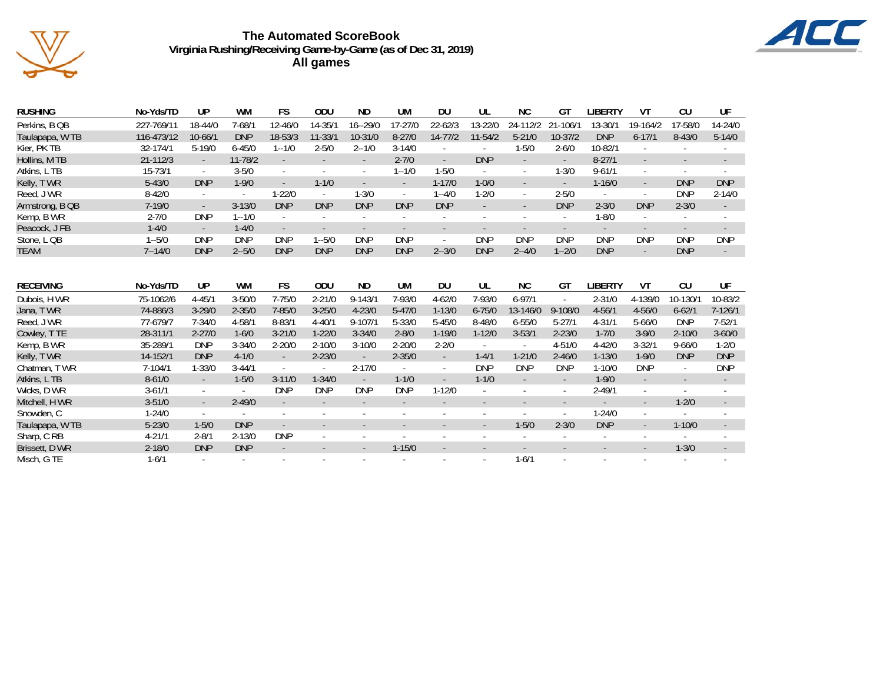# The Automated ScoreBook

## Virginia Rushing/Receiving Game-by-Game (as of Dec 31, 2019)

### All games

| RUSHING | No-Yds/TD | UP | WM | FS | ODU | ND | UM | DU | UL | NC | GT | LIBERTY | VT | CU | UF |
|---|---|---|---|---|---|---|---|---|---|---|---|---|---|---|---|
| Perkins, B QB | 227-769/11 | 18-44/0 | 7-68/1 | 12-46/0 | 14-35/1 | 16--29/0 | 17-27/0 | 22-62/3 | 13-22/0 | 24-112/2 | 21-106/1 | 13-30/1 | 19-164/2 | 17-58/0 | 14-24/0 |
| Taulapapa, W TB | 116-473/12 | 10-66/1 | DNP | 18-53/3 | 11-33/1 | 10-31/0 | 8-27/0 | 14-77/2 | 11-54/2 | 5-21/0 | 10-37/2 | DNP | 6-17/1 | 8-43/0 | 5-14/0 |
| Kier, PK TB | 32-174/1 | 5-19/0 | 6-45/0 | 1--1/0 | 2-5/0 | 2--1/0 | 3-14/0 | - | - | 1-5/0 | 2-6/0 | 10-82/1 | - | - | - |
| Hollins, M TB | 21-112/3 | - | 11-78/2 | - | - | - | 2-7/0 | - | DNP | - | - | 8-27/1 | - | - | - |
| Atkins, L TB | 15-73/1 | - | 3-5/0 | - | - | - | 1--1/0 | 1-5/0 | - | - | 1-3/0 | 9-61/1 | - | - | - |
| Kelly, T WR | 5-43/0 | DNP | 1-9/0 | - | 1-1/0 | - | - | 1-17/0 | 1-0/0 | - | - | 1-16/0 | - | DNP | DNP |
| Reed, J WR | 8-42/0 | - | - | 1-22/0 | - | 1-3/0 | - | 1--4/0 | 1-2/0 | - | 2-5/0 | - | - | DNP | 2-14/0 |
| Armstrong, B QB | 7-19/0 | - | 3-13/0 | DNP | DNP | DNP | DNP | DNP | - | - | DNP | 2-3/0 | DNP | 2-3/0 | - |
| Kemp, B WR | 2-7/0 | DNP | 1--1/0 | - | - | - | - | - | - | - | - | 1-8/0 | - | - | - |
| Peacock, J FB | 1-4/0 | - | 1-4/0 | - | - | - | - | - | - | - | - | - | - | - | - |
| Stone, L QB | 1--5/0 | DNP | DNP | DNP | 1--5/0 | DNP | DNP | - | DNP | DNP | DNP | DNP | DNP | DNP | DNP |
| TEAM | 7--14/0 | DNP | 2--5/0 | DNP | DNP | DNP | DNP | 2--3/0 | DNP | 2--4/0 | 1--2/0 | DNP | - | DNP | - |

| RECEIVING | No-Yds/TD | UP | WM | FS | ODU | ND | UM | DU | UL | NC | GT | LIBERTY | VT | CU | UF |
|---|---|---|---|---|---|---|---|---|---|---|---|---|---|---|---|
| Dubois, H WR | 75-1062/6 | 4-45/1 | 3-50/0 | 7-75/0 | 2-21/0 | 9-143/1 | 7-93/0 | 4-62/0 | 7-93/0 | 6-97/1 | - | 2-31/0 | 4-139/0 | 10-130/1 | 10-83/2 |
| Jana, T WR | 74-886/3 | 3-29/0 | 2-35/0 | 7-85/0 | 3-25/0 | 4-23/0 | 5-47/0 | 1-13/0 | 6-75/0 | 13-146/0 | 9-108/0 | 4-56/1 | 4-56/0 | 6-62/1 | 7-126/1 |
| Reed, J WR | 77-679/7 | 7-34/0 | 4-58/1 | 8-83/1 | 4-40/1 | 9-107/1 | 5-33/0 | 5-45/0 | 8-48/0 | 6-55/0 | 5-27/1 | 4-31/1 | 5-66/0 | DNP | 7-52/1 |
| Cowley, T TE | 28-311/1 | 2-27/0 | 1-6/0 | 3-21/0 | 1-22/0 | 3-34/0 | 2-8/0 | 1-19/0 | 1-12/0 | 3-53/1 | 2-23/0 | 1-7/0 | 3-9/0 | 2-10/0 | 3-60/0 |
| Kemp, B WR | 35-289/1 | DNP | 3-34/0 | 2-20/0 | 2-10/0 | 3-10/0 | 2-20/0 | 2-2/0 | - | - | 4-51/0 | 4-42/0 | 3-32/1 | 9-66/0 | 1-2/0 |
| Kelly, T WR | 14-152/1 | DNP | 4-1/0 | - | 2-23/0 | - | 2-35/0 | - | 1-4/1 | 1-21/0 | 2-46/0 | 1-13/0 | 1-9/0 | DNP | DNP |
| Chatman, T WR | 7-104/1 | 1-33/0 | 3-44/1 | - | - | 2-17/0 | - | - | DNP | DNP | DNP | 1-10/0 | DNP | - | DNP |
| Atkins, L TB | 8-61/0 | - | 1-5/0 | 3-11/0 | 1-34/0 | - | 1-1/0 | - | 1-1/0 | - | - | 1-9/0 | - | - | - |
| Wicks, D WR | 3-61/1 | - | - | DNP | DNP | DNP | DNP | 1-12/0 | - | - | - | 2-49/1 | - | - | - |
| Mitchell, H WR | 3-51/0 | - | 2-49/0 | - | - | - | - | - | - | - | - | - | - | 1-2/0 | - |
| Snowden, C | 1-24/0 | - | - | - | - | - | - | - | - | - | - | 1-24/0 | - | - | - |
| Taulapapa, W TB | 5-23/0 | 1-5/0 | DNP | - | - | - | - | - | - | 1-5/0 | 2-3/0 | DNP | - | 1-10/0 | - |
| Sharp, C RB | 4-21/1 | 2-8/1 | 2-13/0 | DNP | - | - | - | - | - | - | - | - | - | - | - |
| Brissett, D WR | 2-18/0 | DNP | DNP | - | - | - | 1-15/0 | - | - | - | - | - | - | 1-3/0 | - |
| Misch, G TE | 1-6/1 | - | - | - | - | - | - | - | - | 1-6/1 | - | - | - | - | - |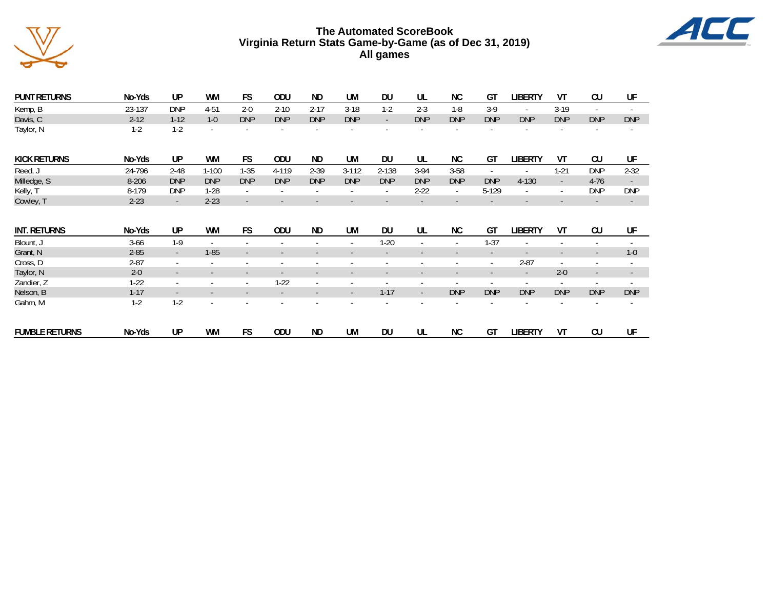# The Automated ScoreBook
## Virginia Return Stats Game-by-Game (as of Dec 31, 2019)
## All games

| PUNT RETURNS | No-Yds | UP | WM | FS | ODU | ND | UM | DU | UL | NC | GT | LIBERTY | VT | CU | UF |
|---|---|---|---|---|---|---|---|---|---|---|---|---|---|---|---|
| Kemp, B | 23-137 | DNP | 4-51 | 2-0 | 2-10 | 2-17 | 3-18 | 1-2 | 2-3 | 1-8 | 3-9 | - | 3-19 | - | - |
| Davis, C | 2-12 | 1-12 | 1-0 | DNP | DNP | DNP | DNP | - | DNP | DNP | DNP | DNP | DNP | DNP | DNP |
| Taylor, N | 1-2 | 1-2 | - | - | - | - | - | - | - | - | - | - | - | - | - |

| KICK RETURNS | No-Yds | UP | WM | FS | ODU | ND | UM | DU | UL | NC | GT | LIBERTY | VT | CU | UF |
|---|---|---|---|---|---|---|---|---|---|---|---|---|---|---|---|
| Reed, J | 24-796 | 2-48 | 1-100 | 1-35 | 4-119 | 2-39 | 3-112 | 2-138 | 3-94 | 3-58 | - | - | 1-21 | DNP | 2-32 |
| Milledge, S | 8-206 | DNP | DNP | DNP | DNP | DNP | DNP | DNP | DNP | DNP | DNP | 4-130 | - | 4-76 | - |
| Kelly, T | 8-179 | DNP | 1-28 | - | - | - | - | - | 2-22 | - | 5-129 | - | - | DNP | DNP |
| Cowley, T | 2-23 | - | 2-23 | - | - | - | - | - | - | - | - | - | - | - | - |

| INT. RETURNS | No-Yds | UP | WM | FS | ODU | ND | UM | DU | UL | NC | GT | LIBERTY | VT | CU | UF |
|---|---|---|---|---|---|---|---|---|---|---|---|---|---|---|---|
| Blount, J | 3-66 | 1-9 | - | - | - | - | - | 1-20 | - | - | 1-37 | - | - | - | - |
| Grant, N | 2-85 | - | 1-85 | - | - | - | - | - | - | - | - | - | - | - | 1-0 |
| Cross, D | 2-87 | - | - | - | - | - | - | - | - | - | - | 2-87 | - | - | - |
| Taylor, N | 2-0 | - | - | - | - | - | - | - | - | - | - | - | 2-0 | - | - |
| Zandier, Z | 1-22 | - | - | - | 1-22 | - | - | - | - | - | - | - | - | - | - |
| Nelson, B | 1-17 | - | - | - | - | - | - | 1-17 | - | DNP | DNP | DNP | DNP | DNP | DNP |
| Gahm, M | 1-2 | 1-2 | - | - | - | - | - | - | - | - | - | - | - | - | - |

| FUMBLE RETURNS | No-Yds | UP | WM | FS | ODU | ND | UM | DU | UL | NC | GT | LIBERTY | VT | CU | UF |
|---|---|---|---|---|---|---|---|---|---|---|---|---|---|---|---|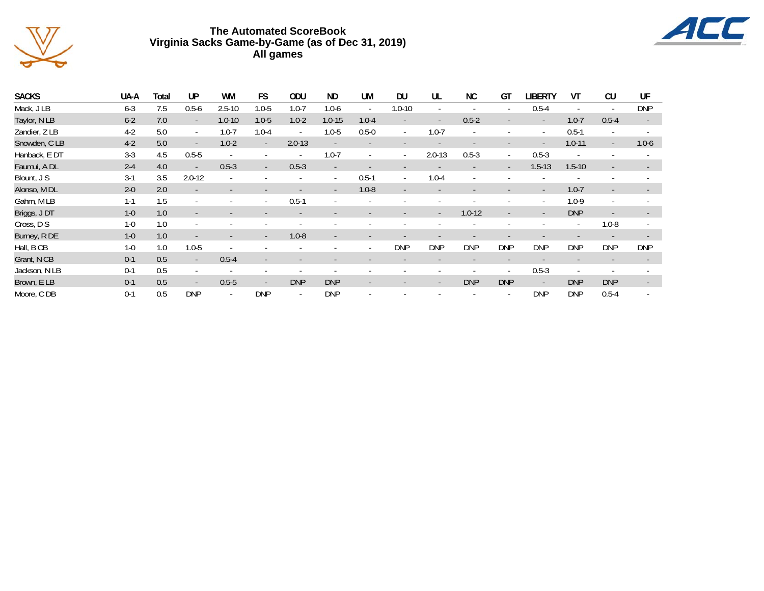# The Automated ScoreBook
## Virginia Sacks Game-by-Game (as of Dec 31, 2019)
### All games

| SACKS | UA-A | Total | UP | WM | FS | ODU | ND | UM | DU | UL | NC | GT | LIBERTY | VT | CU | UF |
|---|---|---|---|---|---|---|---|---|---|---|---|---|---|---|---|---|
| Mack, J LB | 6-3 | 7.5 | 0.5-6 | 2.5-10 | 1.0-5 | 1.0-7 | 1.0-6 | - | 1.0-10 | - | - | - | 0.5-4 | - | - | DNP |
| Taylor, N LB | 6-2 | 7.0 | - | 1.0-10 | 1.0-5 | 1.0-2 | 1.0-15 | 1.0-4 | - | - | 0.5-2 | - | - | 1.0-7 | 0.5-4 | - |
| Zandier, Z LB | 4-2 | 5.0 | - | 1.0-7 | 1.0-4 | - | 1.0-5 | 0.5-0 | - | 1.0-7 | - | - | - | 0.5-1 | - | - |
| Snowden, C LB | 4-2 | 5.0 | - | 1.0-2 | - | 2.0-13 | - | - | - | - | - | - | - | 1.0-11 | - | 1.0-6 |
| Hanback, E DT | 3-3 | 4.5 | 0.5-5 | - | - | - | 1.0-7 | - | - | 2.0-13 | 0.5-3 | - | 0.5-3 | - | - | - |
| Faumui, A DL | 2-4 | 4.0 | - | 0.5-3 | - | 0.5-3 | - | - | - | - | - | - | 1.5-13 | 1.5-10 | - | - |
| Blount, J S | 3-1 | 3.5 | 2.0-12 | - | - | - | - | 0.5-1 | - | 1.0-4 | - | - | - | - | - | - |
| Alonso, M DL | 2-0 | 2.0 | - | - | - | - | - | 1.0-8 | - | - | - | - | - | 1.0-7 | - | - |
| Gahm, M LB | 1-1 | 1.5 | - | - | - | 0.5-1 | - | - | - | - | - | - | - | 1.0-9 | - | - |
| Briggs, J DT | 1-0 | 1.0 | - | - | - | - | - | - | - | - | 1.0-12 | - | - | DNP | - | - |
| Cross, D S | 1-0 | 1.0 | - | - | - | - | - | - | - | - | - | - | - | - | 1.0-8 | - |
| Burney, R DE | 1-0 | 1.0 | - | - | - | 1.0-8 | - | - | - | - | - | - | - | - | - | - |
| Hall, B CB | 1-0 | 1.0 | 1.0-5 | - | - | - | - | - | DNP | DNP | DNP | DNP | DNP | DNP | DNP | DNP |
| Grant, N CB | 0-1 | 0.5 | - | 0.5-4 | - | - | - | - | - | - | - | - | - | - | - | - |
| Jackson, N LB | 0-1 | 0.5 | - | - | - | - | - | - | - | - | - | - | 0.5-3 | - | - | - |
| Brown, E LB | 0-1 | 0.5 | - | 0.5-5 | - | DNP | DNP | - | - | - | DNP | DNP | - | DNP | DNP | - |
| Moore, C DB | 0-1 | 0.5 | DNP | - | DNP | - | DNP | - | - | - | - | - | DNP | DNP | 0.5-4 | - |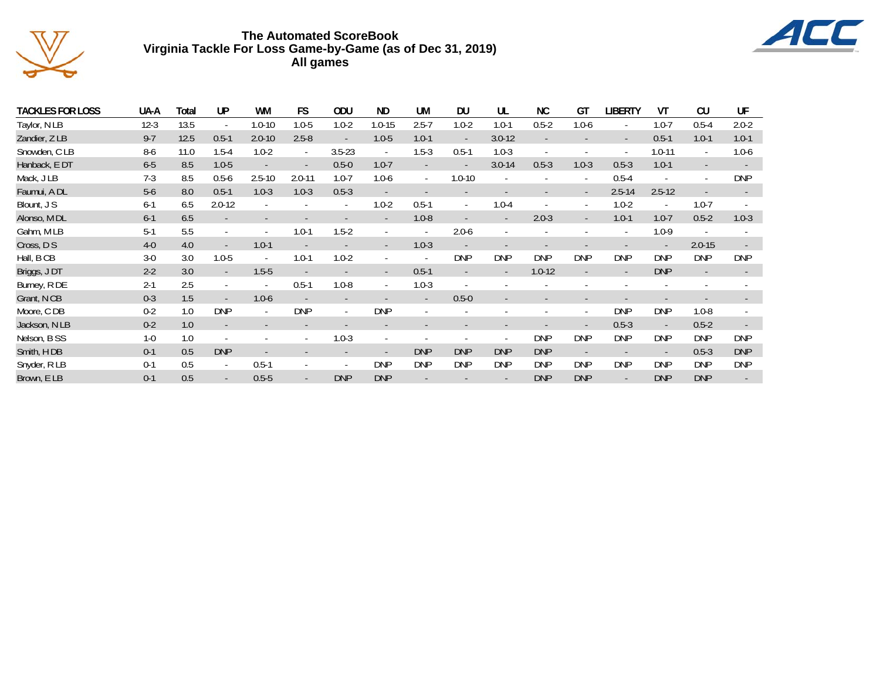# The Automated ScoreBook
## Virginia Tackle For Loss Game-by-Game (as of Dec 31, 2019)
### All games

| TACKLES FOR LOSS | UA-A | Total | UP | WM | FS | ODU | ND | UM | DU | UL | NC | GT | LIBERTY | VT | CU | UF |
|---|---|---|---|---|---|---|---|---|---|---|---|---|---|---|---|---|
| Taylor, N LB | 12-3 | 13.5 | - | 1.0-10 | 1.0-5 | 1.0-2 | 1.0-15 | 2.5-7 | 1.0-2 | 1.0-1 | 0.5-2 | 1.0-6 | - | 1.0-7 | 0.5-4 | 2.0-2 |
| Zandier, Z LB | 9-7 | 12.5 | 0.5-1 | 2.0-10 | 2.5-8 | - | 1.0-5 | 1.0-1 | - | 3.0-12 | - | - | - | 0.5-1 | 1.0-1 | 1.0-1 |
| Snowden, C LB | 8-6 | 11.0 | 1.5-4 | 1.0-2 | - | 3.5-23 | - | 1.5-3 | 0.5-1 | 1.0-3 | - | - | - | 1.0-11 | - | 1.0-6 |
| Hanback, E DT | 6-5 | 8.5 | 1.0-5 | - | - | 0.5-0 | 1.0-7 | - | - | 3.0-14 | 0.5-3 | 1.0-3 | 0.5-3 | 1.0-1 | - | - |
| Mack, J LB | 7-3 | 8.5 | 0.5-6 | 2.5-10 | 2.0-11 | 1.0-7 | 1.0-6 | - | 1.0-10 | - | - | - | 0.5-4 | - | - | DNP |
| Faumui, A DL | 5-6 | 8.0 | 0.5-1 | 1.0-3 | 1.0-3 | 0.5-3 | - | - | - | - | - | - | 2.5-14 | 2.5-12 | - | - |
| Blount, J S | 6-1 | 6.5 | 2.0-12 | - | - | - | 1.0-2 | 0.5-1 | - | 1.0-4 | - | - | 1.0-2 | - | 1.0-7 | - |
| Alonso, M DL | 6-1 | 6.5 | - | - | - | - | - | 1.0-8 | - | - | 2.0-3 | - | 1.0-1 | 1.0-7 | 0.5-2 | 1.0-3 |
| Gahm, M LB | 5-1 | 5.5 | - | - | 1.0-1 | 1.5-2 | - | - | 2.0-6 | - | - | - | - | 1.0-9 | - | - |
| Cross, D S | 4-0 | 4.0 | - | 1.0-1 | - | - | - | 1.0-3 | - | - | - | - | - | - | 2.0-15 | - |
| Hall, B CB | 3-0 | 3.0 | 1.0-5 | - | 1.0-1 | 1.0-2 | - | - | DNP | DNP | DNP | DNP | DNP | DNP | DNP | DNP |
| Briggs, J DT | 2-2 | 3.0 | - | 1.5-5 | - | - | - | 0.5-1 | - | - | 1.0-12 | - | - | DNP | - | - |
| Burney, R DE | 2-1 | 2.5 | - | - | 0.5-1 | 1.0-8 | - | 1.0-3 | - | - | - | - | - | - | - | - |
| Grant, N CB | 0-3 | 1.5 | - | 1.0-6 | - | - | - | - | 0.5-0 | - | - | - | - | - | - | - |
| Moore, C DB | 0-2 | 1.0 | DNP | - | DNP | - | DNP | - | - | - | - | - | DNP | DNP | 1.0-8 | - |
| Jackson, N LB | 0-2 | 1.0 | - | - | - | - | - | - | - | - | - | - | 0.5-3 | - | 0.5-2 | - |
| Nelson, B SS | 1-0 | 1.0 | - | - | - | 1.0-3 | - | - | - | - | DNP | DNP | DNP | DNP | DNP | DNP |
| Smith, H DB | 0-1 | 0.5 | DNP | - | - | - | - | DNP | DNP | DNP | DNP | - | - | - | 0.5-3 | DNP |
| Snyder, R LB | 0-1 | 0.5 | - | 0.5-1 | - | - | DNP | DNP | DNP | DNP | DNP | DNP | DNP | DNP | DNP | DNP |
| Brown, E LB | 0-1 | 0.5 | - | 0.5-5 | - | DNP | DNP | - | - | - | DNP | DNP | - | DNP | DNP | - |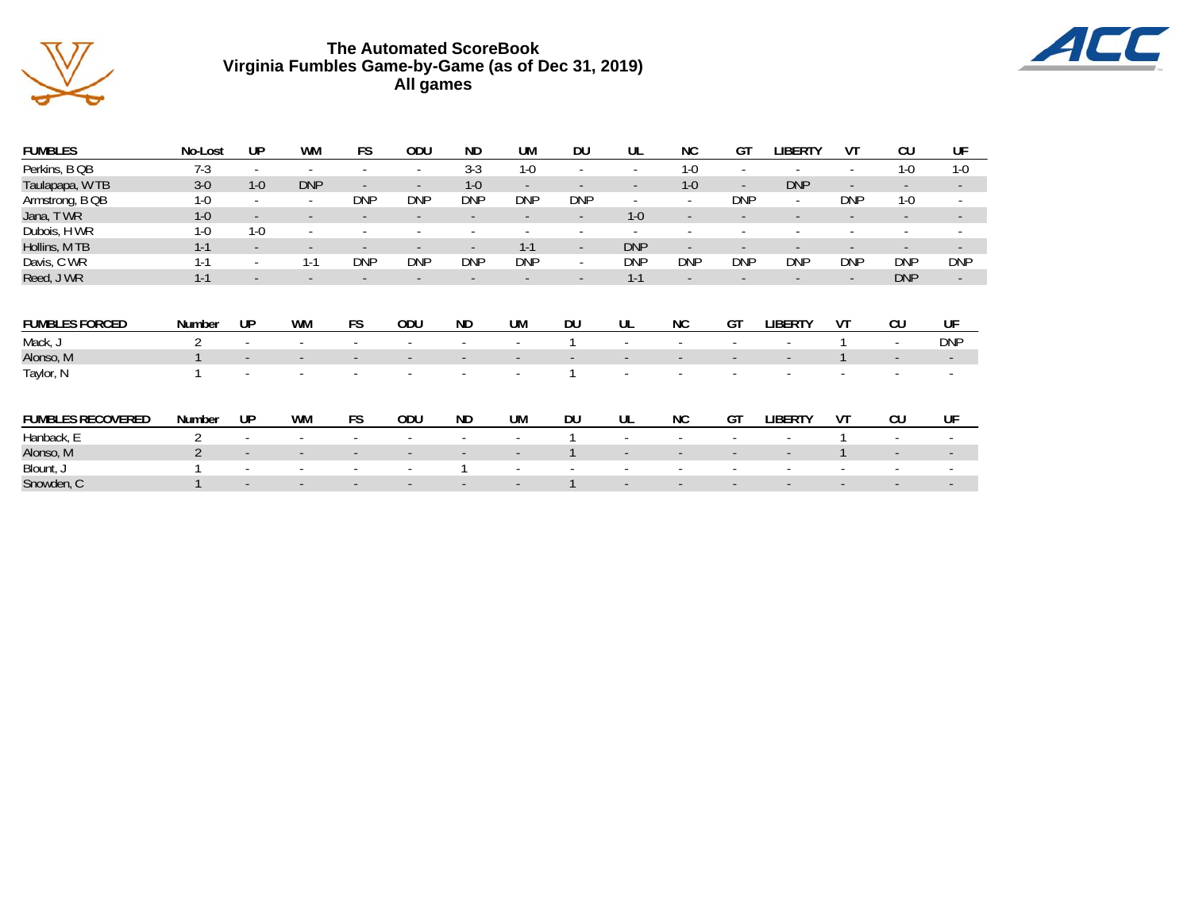# The Automated ScoreBook
## Virginia Fumbles Game-by-Game (as of Dec 31, 2019)
### All games

| FUMBLES | No-Lost | UP | WM | FS | ODU | ND | UM | DU | UL | NC | GT | LIBERTY | VT | CU | UF |
|---|---|---|---|---|---|---|---|---|---|---|---|---|---|---|---|
| Perkins, B QB | 7-3 | - | - | - | - | 3-3 | 1-0 | - | - | 1-0 | - | - | - | 1-0 | 1-0 |
| Taulapapa, W TB | 3-0 | 1-0 | DNP | - | - | 1-0 | - | - | - | 1-0 | - | DNP | - | - | - |
| Armstrong, B QB | 1-0 | - | - | DNP | DNP | DNP | DNP | DNP | - | - | DNP | - | DNP | 1-0 | - |
| Jana, T WR | 1-0 | - | - | - | - | - | - | - | 1-0 | - | - | - | - | - | - |
| Dubois, H WR | 1-0 | 1-0 | - | - | - | - | - | - | - | - | - | - | - | - | - |
| Hollins, M TB | 1-1 | - | - | - | - | - | 1-1 | - | DNP | - | - | - | - | - | - |
| Davis, C WR | 1-1 | - | 1-1 | DNP | DNP | DNP | DNP | - | DNP | DNP | DNP | DNP | DNP | DNP | DNP |
| Reed, J WR | 1-1 | - | - | - | - | - | - | - | 1-1 | - | - | - | - | DNP | - |

| FUMBLES FORCED | Number | UP | WM | FS | ODU | ND | UM | DU | UL | NC | GT | LIBERTY | VT | CU | UF |
|---|---|---|---|---|---|---|---|---|---|---|---|---|---|---|---|
| Mack, J | 2 | - | - | - | - | - | - | 1 | - | - | - | - | 1 | - | DNP |
| Alonso, M | 1 | - | - | - | - | - | - | - | - | - | - | - | 1 | - | - |
| Taylor, N | 1 | - | - | - | - | - | - | 1 | - | - | - | - | - | - | - |

| FUMBLES RECOVERED | Number | UP | WM | FS | ODU | ND | UM | DU | UL | NC | GT | LIBERTY | VT | CU | UF |
|---|---|---|---|---|---|---|---|---|---|---|---|---|---|---|---|
| Hanback, E | 2 | - | - | - | - | - | - | 1 | - | - | - | - | 1 | - | - |
| Alonso, M | 2 | - | - | - | - | - | - | 1 | - | - | - | - | 1 | - | - |
| Blount, J | 1 | - | - | - | - | 1 | - | - | - | - | - | - | - | - | - |
| Snowden, C | 1 | - | - | - | - | - | - | 1 | - | - | - | - | - | - | - |